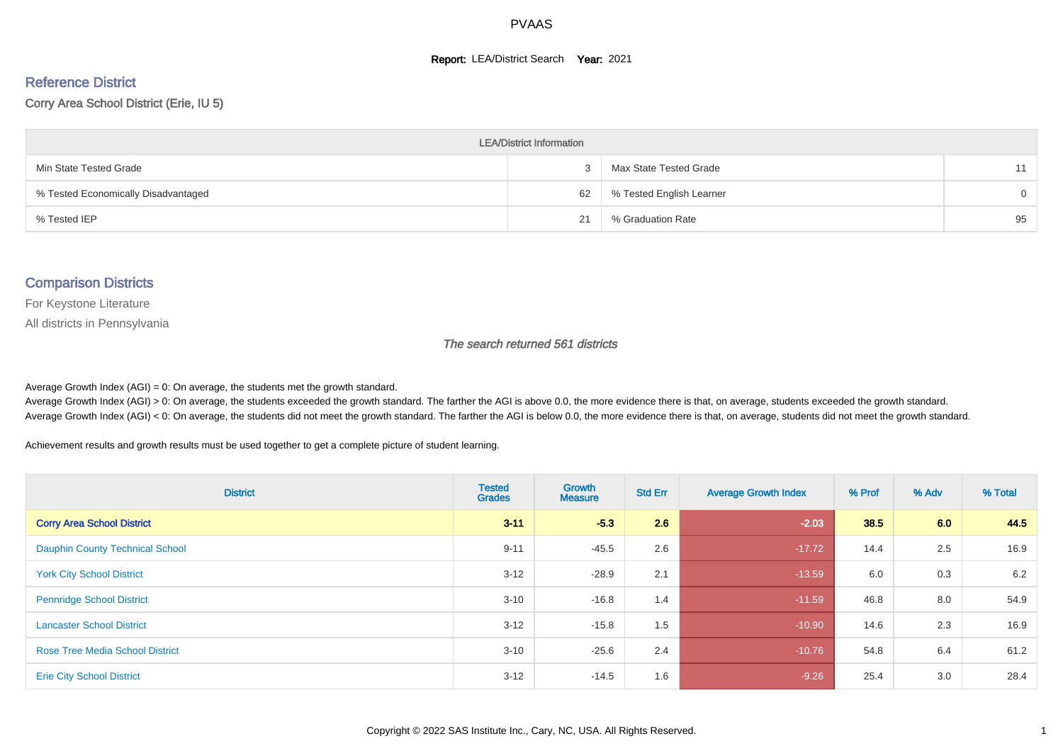# PVAAS

**Report:** LEA/District Search **Year:** 2021

## Reference District

Corry Area School District (Erie, IU 5)

| LEA/District Information | | | |
|---|---|---|---|
| Min State Tested Grade | 3 | Max State Tested Grade | 11 |
| % Tested Economically Disadvantaged | 62 | % Tested English Learner | 0 |
| % Tested IEP | 21 | % Graduation Rate | 95 |

## Comparison Districts

For Keystone Literature

All districts in Pennsylvania

*The search returned 561 districts*

Average Growth Index (AGI) = 0: On average, the students met the growth standard.

Average Growth Index (AGI) > 0: On average, the students exceeded the growth standard. The farther the AGI is above 0.0, the more evidence there is that, on average, students exceeded the growth standard.

Average Growth Index (AGI) < 0: On average, the students did not meet the growth standard. The farther the AGI is below 0.0, the more evidence there is that, on average, students did not meet the growth standard.

Achievement results and growth results must be used together to get a complete picture of student learning.

| District | Tested Grades | Growth Measure | Std Err | Average Growth Index | % Prof | % Adv | % Total |
|---|---|---|---|---|---|---|---|
| **Corry Area School District** | **3-11** | **-5.3** | **2.6** | **-2.03** | **38.5** | **6.0** | **44.5** |
| Dauphin County Technical School | 9-11 | -45.5 | 2.6 | -17.72 | 14.4 | 2.5 | 16.9 |
| York City School District | 3-12 | -28.9 | 2.1 | -13.59 | 6.0 | 0.3 | 6.2 |
| Pennridge School District | 3-10 | -16.8 | 1.4 | -11.59 | 46.8 | 8.0 | 54.9 |
| Lancaster School District | 3-12 | -15.8 | 1.5 | -10.90 | 14.6 | 2.3 | 16.9 |
| Rose Tree Media School District | 3-10 | -25.6 | 2.4 | -10.76 | 54.8 | 6.4 | 61.2 |
| Erie City School District | 3-12 | -14.5 | 1.6 | -9.26 | 25.4 | 3.0 | 28.4 |

Copyright © 2022 SAS Institute Inc., Cary, NC, USA. All Rights Reserved.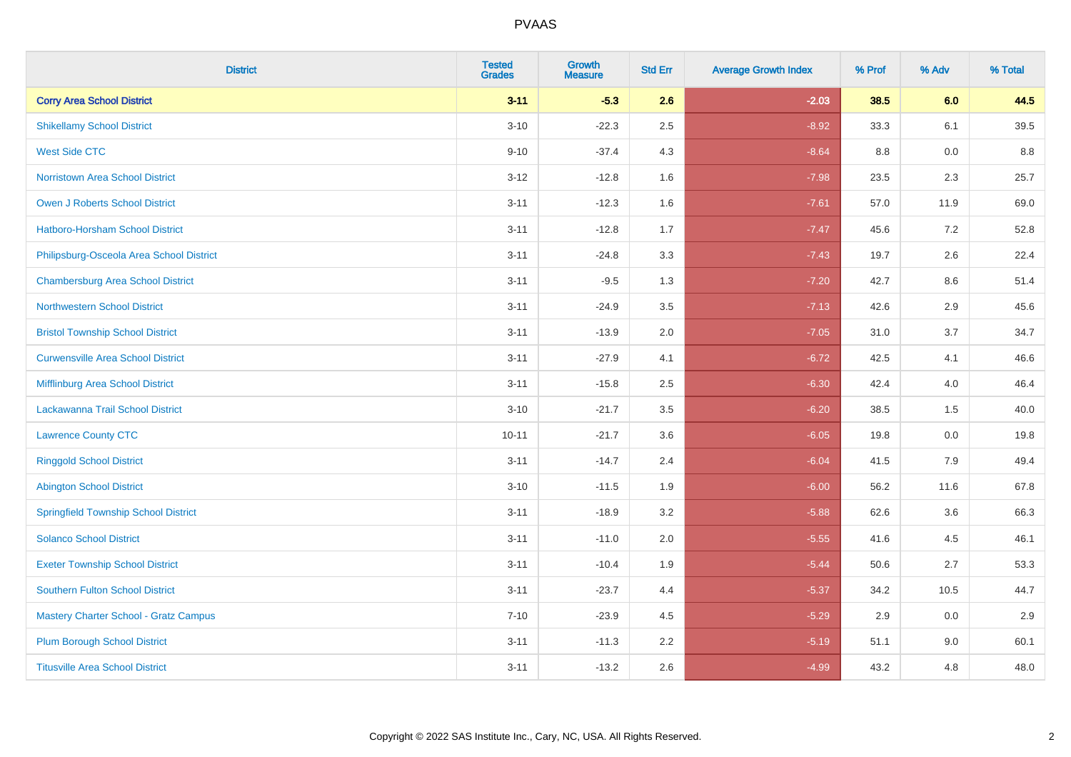| District | Tested Grades | Growth Measure | Std Err | Average Growth Index | % Prof | % Adv | % Total |
|---|---|---|---|---|---|---|---|
| **Corry Area School District** | **3-11** | **-5.3** | **2.6** | **-2.03** | **38.5** | **6.0** | **44.5** |
| Shikellamy School District | 3-10 | -22.3 | 2.5 | -8.92 | 33.3 | 6.1 | 39.5 |
| West Side CTC | 9-10 | -37.4 | 4.3 | -8.64 | 8.8 | 0.0 | 8.8 |
| Norristown Area School District | 3-12 | -12.8 | 1.6 | -7.98 | 23.5 | 2.3 | 25.7 |
| Owen J Roberts School District | 3-11 | -12.3 | 1.6 | -7.61 | 57.0 | 11.9 | 69.0 |
| Hatboro-Horsham School District | 3-11 | -12.8 | 1.7 | -7.47 | 45.6 | 7.2 | 52.8 |
| Philipsburg-Osceola Area School District | 3-11 | -24.8 | 3.3 | -7.43 | 19.7 | 2.6 | 22.4 |
| Chambersburg Area School District | 3-11 | -9.5 | 1.3 | -7.20 | 42.7 | 8.6 | 51.4 |
| Northwestern School District | 3-11 | -24.9 | 3.5 | -7.13 | 42.6 | 2.9 | 45.6 |
| Bristol Township School District | 3-11 | -13.9 | 2.0 | -7.05 | 31.0 | 3.7 | 34.7 |
| Curwensville Area School District | 3-11 | -27.9 | 4.1 | -6.72 | 42.5 | 4.1 | 46.6 |
| Mifflinburg Area School District | 3-11 | -15.8 | 2.5 | -6.30 | 42.4 | 4.0 | 46.4 |
| Lackawanna Trail School District | 3-10 | -21.7 | 3.5 | -6.20 | 38.5 | 1.5 | 40.0 |
| Lawrence County CTC | 10-11 | -21.7 | 3.6 | -6.05 | 19.8 | 0.0 | 19.8 |
| Ringgold School District | 3-11 | -14.7 | 2.4 | -6.04 | 41.5 | 7.9 | 49.4 |
| Abington School District | 3-10 | -11.5 | 1.9 | -6.00 | 56.2 | 11.6 | 67.8 |
| Springfield Township School District | 3-11 | -18.9 | 3.2 | -5.88 | 62.6 | 3.6 | 66.3 |
| Solanco School District | 3-11 | -11.0 | 2.0 | -5.55 | 41.6 | 4.5 | 46.1 |
| Exeter Township School District | 3-11 | -10.4 | 1.9 | -5.44 | 50.6 | 2.7 | 53.3 |
| Southern Fulton School District | 3-11 | -23.7 | 4.4 | -5.37 | 34.2 | 10.5 | 44.7 |
| Mastery Charter School - Gratz Campus | 7-10 | -23.9 | 4.5 | -5.29 | 2.9 | 0.0 | 2.9 |
| Plum Borough School District | 3-11 | -11.3 | 2.2 | -5.19 | 51.1 | 9.0 | 60.1 |
| Titusville Area School District | 3-11 | -13.2 | 2.6 | -4.99 | 43.2 | 4.8 | 48.0 |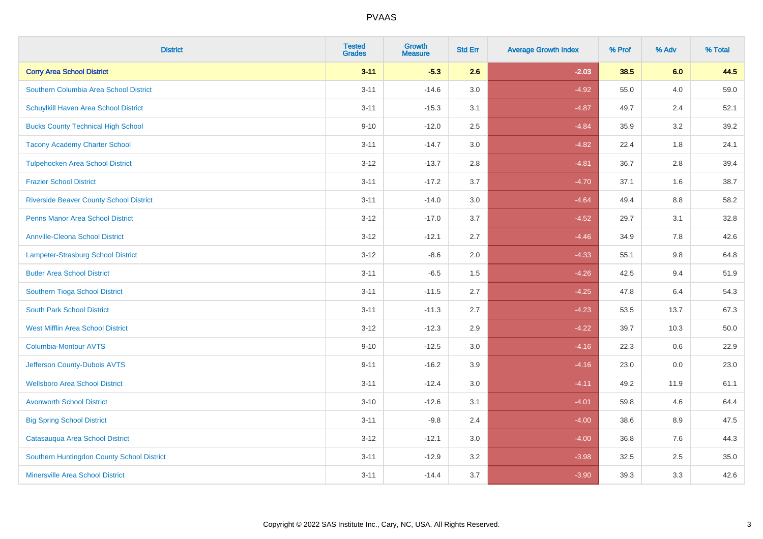PVAAS

| District | Tested Grades | Growth Measure | Std Err | Average Growth Index | % Prof | % Adv | % Total |
|---|---|---|---|---|---|---|---|
| **Corry Area School District** | **3-11** | **-5.3** | **2.6** | **-2.03** | **38.5** | **6.0** | **44.5** |
| Southern Columbia Area School District | 3-11 | -14.6 | 3.0 | -4.92 | 55.0 | 4.0 | 59.0 |
| Schuylkill Haven Area School District | 3-11 | -15.3 | 3.1 | -4.87 | 49.7 | 2.4 | 52.1 |
| Bucks County Technical High School | 9-10 | -12.0 | 2.5 | -4.84 | 35.9 | 3.2 | 39.2 |
| Tacony Academy Charter School | 3-11 | -14.7 | 3.0 | -4.82 | 22.4 | 1.8 | 24.1 |
| Tulpehocken Area School District | 3-12 | -13.7 | 2.8 | -4.81 | 36.7 | 2.8 | 39.4 |
| Frazier School District | 3-11 | -17.2 | 3.7 | -4.70 | 37.1 | 1.6 | 38.7 |
| Riverside Beaver County School District | 3-11 | -14.0 | 3.0 | -4.64 | 49.4 | 8.8 | 58.2 |
| Penns Manor Area School District | 3-12 | -17.0 | 3.7 | -4.52 | 29.7 | 3.1 | 32.8 |
| Annville-Cleona School District | 3-12 | -12.1 | 2.7 | -4.46 | 34.9 | 7.8 | 42.6 |
| Lampeter-Strasburg School District | 3-12 | -8.6 | 2.0 | -4.33 | 55.1 | 9.8 | 64.8 |
| Butler Area School District | 3-11 | -6.5 | 1.5 | -4.26 | 42.5 | 9.4 | 51.9 |
| Southern Tioga School District | 3-11 | -11.5 | 2.7 | -4.25 | 47.8 | 6.4 | 54.3 |
| South Park School District | 3-11 | -11.3 | 2.7 | -4.23 | 53.5 | 13.7 | 67.3 |
| West Mifflin Area School District | 3-12 | -12.3 | 2.9 | -4.22 | 39.7 | 10.3 | 50.0 |
| Columbia-Montour AVTS | 9-10 | -12.5 | 3.0 | -4.16 | 22.3 | 0.6 | 22.9 |
| Jefferson County-Dubois AVTS | 9-11 | -16.2 | 3.9 | -4.16 | 23.0 | 0.0 | 23.0 |
| Wellsboro Area School District | 3-11 | -12.4 | 3.0 | -4.11 | 49.2 | 11.9 | 61.1 |
| Avonworth School District | 3-10 | -12.6 | 3.1 | -4.01 | 59.8 | 4.6 | 64.4 |
| Big Spring School District | 3-11 | -9.8 | 2.4 | -4.00 | 38.6 | 8.9 | 47.5 |
| Catasauqua Area School District | 3-12 | -12.1 | 3.0 | -4.00 | 36.8 | 7.6 | 44.3 |
| Southern Huntingdon County School District | 3-11 | -12.9 | 3.2 | -3.98 | 32.5 | 2.5 | 35.0 |
| Minersville Area School District | 3-11 | -14.4 | 3.7 | -3.90 | 39.3 | 3.3 | 42.6 |

Copyright © 2022 SAS Institute Inc., Cary, NC, USA. All Rights Reserved.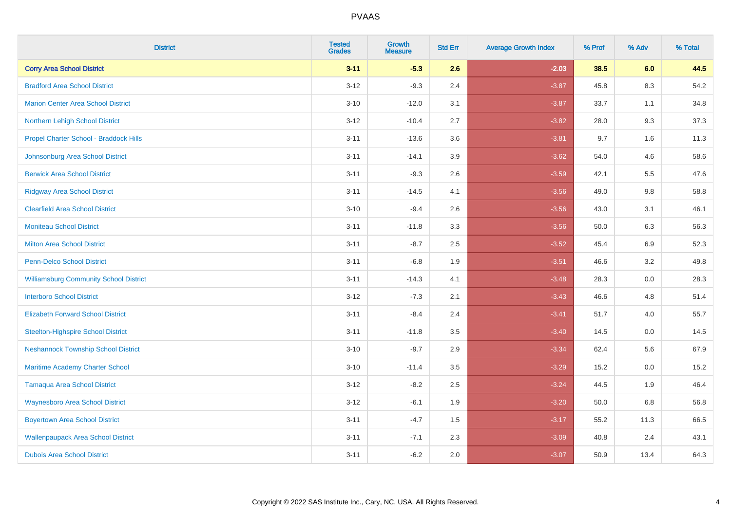# PVAAS

| District | Tested Grades | Growth Measure | Std Err | Average Growth Index | % Prof | % Adv | % Total |
|---|---|---|---|---|---|---|---|
| **Corry Area School District** | **3-11** | **-5.3** | **2.6** | **-2.03** | **38.5** | **6.0** | **44.5** |
| Bradford Area School District | 3-12 | -9.3 | 2.4 | -3.87 | 45.8 | 8.3 | 54.2 |
| Marion Center Area School District | 3-10 | -12.0 | 3.1 | -3.87 | 33.7 | 1.1 | 34.8 |
| Northern Lehigh School District | 3-12 | -10.4 | 2.7 | -3.82 | 28.0 | 9.3 | 37.3 |
| Propel Charter School - Braddock Hills | 3-11 | -13.6 | 3.6 | -3.81 | 9.7 | 1.6 | 11.3 |
| Johnsonburg Area School District | 3-11 | -14.1 | 3.9 | -3.62 | 54.0 | 4.6 | 58.6 |
| Berwick Area School District | 3-11 | -9.3 | 2.6 | -3.59 | 42.1 | 5.5 | 47.6 |
| Ridgway Area School District | 3-11 | -14.5 | 4.1 | -3.56 | 49.0 | 9.8 | 58.8 |
| Clearfield Area School District | 3-10 | -9.4 | 2.6 | -3.56 | 43.0 | 3.1 | 46.1 |
| Moniteau School District | 3-11 | -11.8 | 3.3 | -3.56 | 50.0 | 6.3 | 56.3 |
| Milton Area School District | 3-11 | -8.7 | 2.5 | -3.52 | 45.4 | 6.9 | 52.3 |
| Penn-Delco School District | 3-11 | -6.8 | 1.9 | -3.51 | 46.6 | 3.2 | 49.8 |
| Williamsburg Community School District | 3-11 | -14.3 | 4.1 | -3.48 | 28.3 | 0.0 | 28.3 |
| Interboro School District | 3-12 | -7.3 | 2.1 | -3.43 | 46.6 | 4.8 | 51.4 |
| Elizabeth Forward School District | 3-11 | -8.4 | 2.4 | -3.41 | 51.7 | 4.0 | 55.7 |
| Steelton-Highspire School District | 3-11 | -11.8 | 3.5 | -3.40 | 14.5 | 0.0 | 14.5 |
| Neshannock Township School District | 3-10 | -9.7 | 2.9 | -3.34 | 62.4 | 5.6 | 67.9 |
| Maritime Academy Charter School | 3-10 | -11.4 | 3.5 | -3.29 | 15.2 | 0.0 | 15.2 |
| Tamaqua Area School District | 3-12 | -8.2 | 2.5 | -3.24 | 44.5 | 1.9 | 46.4 |
| Waynesboro Area School District | 3-12 | -6.1 | 1.9 | -3.20 | 50.0 | 6.8 | 56.8 |
| Boyertown Area School District | 3-11 | -4.7 | 1.5 | -3.17 | 55.2 | 11.3 | 66.5 |
| Wallenpaupack Area School District | 3-11 | -7.1 | 2.3 | -3.09 | 40.8 | 2.4 | 43.1 |
| Dubois Area School District | 3-11 | -6.2 | 2.0 | -3.07 | 50.9 | 13.4 | 64.3 |

Copyright © 2022 SAS Institute Inc., Cary, NC, USA. All Rights Reserved.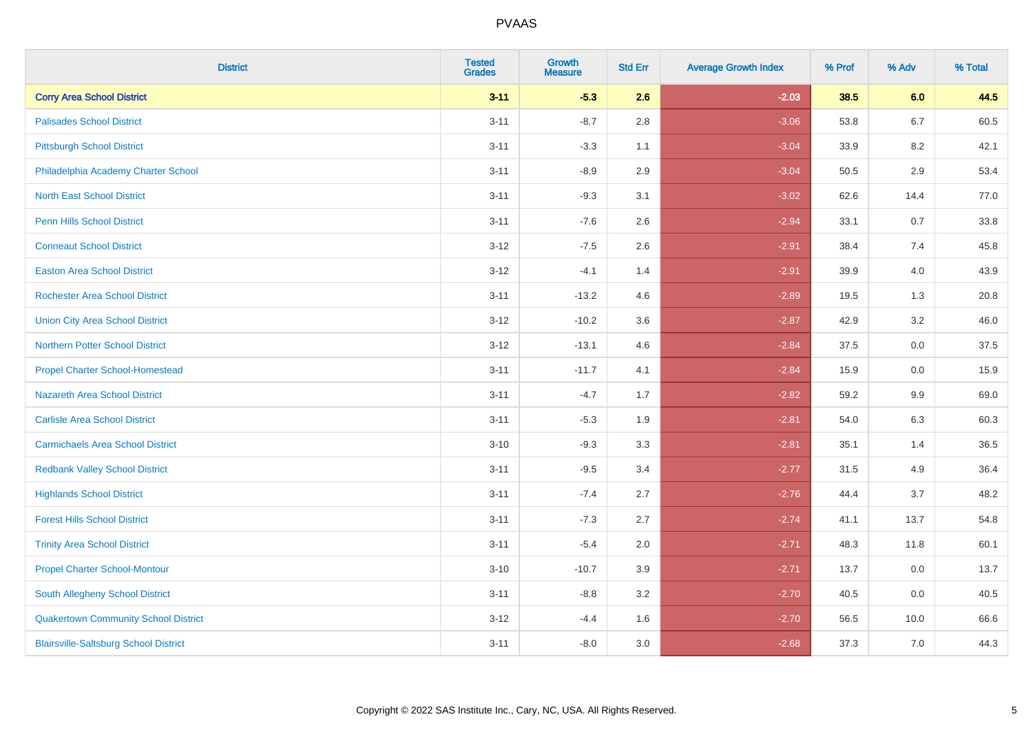# PVAAS

| District | Tested Grades | Growth Measure | Std Err | Average Growth Index | % Prof | % Adv | % Total |
|---|---|---|---|---|---|---|---|
| **Corry Area School District** | **3-11** | **-5.3** | **2.6** | **-2.03** | **38.5** | **6.0** | **44.5** |
| Palisades School District | 3-11 | -8.7 | 2.8 | -3.06 | 53.8 | 6.7 | 60.5 |
| Pittsburgh School District | 3-11 | -3.3 | 1.1 | -3.04 | 33.9 | 8.2 | 42.1 |
| Philadelphia Academy Charter School | 3-11 | -8.9 | 2.9 | -3.04 | 50.5 | 2.9 | 53.4 |
| North East School District | 3-11 | -9.3 | 3.1 | -3.02 | 62.6 | 14.4 | 77.0 |
| Penn Hills School District | 3-11 | -7.6 | 2.6 | -2.94 | 33.1 | 0.7 | 33.8 |
| Conneaut School District | 3-12 | -7.5 | 2.6 | -2.91 | 38.4 | 7.4 | 45.8 |
| Easton Area School District | 3-12 | -4.1 | 1.4 | -2.91 | 39.9 | 4.0 | 43.9 |
| Rochester Area School District | 3-11 | -13.2 | 4.6 | -2.89 | 19.5 | 1.3 | 20.8 |
| Union City Area School District | 3-12 | -10.2 | 3.6 | -2.87 | 42.9 | 3.2 | 46.0 |
| Northern Potter School District | 3-12 | -13.1 | 4.6 | -2.84 | 37.5 | 0.0 | 37.5 |
| Propel Charter School-Homestead | 3-11 | -11.7 | 4.1 | -2.84 | 15.9 | 0.0 | 15.9 |
| Nazareth Area School District | 3-11 | -4.7 | 1.7 | -2.82 | 59.2 | 9.9 | 69.0 |
| Carlisle Area School District | 3-11 | -5.3 | 1.9 | -2.81 | 54.0 | 6.3 | 60.3 |
| Carmichaels Area School District | 3-10 | -9.3 | 3.3 | -2.81 | 35.1 | 1.4 | 36.5 |
| Redbank Valley School District | 3-11 | -9.5 | 3.4 | -2.77 | 31.5 | 4.9 | 36.4 |
| Highlands School District | 3-11 | -7.4 | 2.7 | -2.76 | 44.4 | 3.7 | 48.2 |
| Forest Hills School District | 3-11 | -7.3 | 2.7 | -2.74 | 41.1 | 13.7 | 54.8 |
| Trinity Area School District | 3-11 | -5.4 | 2.0 | -2.71 | 48.3 | 11.8 | 60.1 |
| Propel Charter School-Montour | 3-10 | -10.7 | 3.9 | -2.71 | 13.7 | 0.0 | 13.7 |
| South Allegheny School District | 3-11 | -8.8 | 3.2 | -2.70 | 40.5 | 0.0 | 40.5 |
| Quakertown Community School District | 3-12 | -4.4 | 1.6 | -2.70 | 56.5 | 10.0 | 66.6 |
| Blairsville-Saltsburg School District | 3-11 | -8.0 | 3.0 | -2.68 | 37.3 | 7.0 | 44.3 |

Copyright © 2022 SAS Institute Inc., Cary, NC, USA. All Rights Reserved.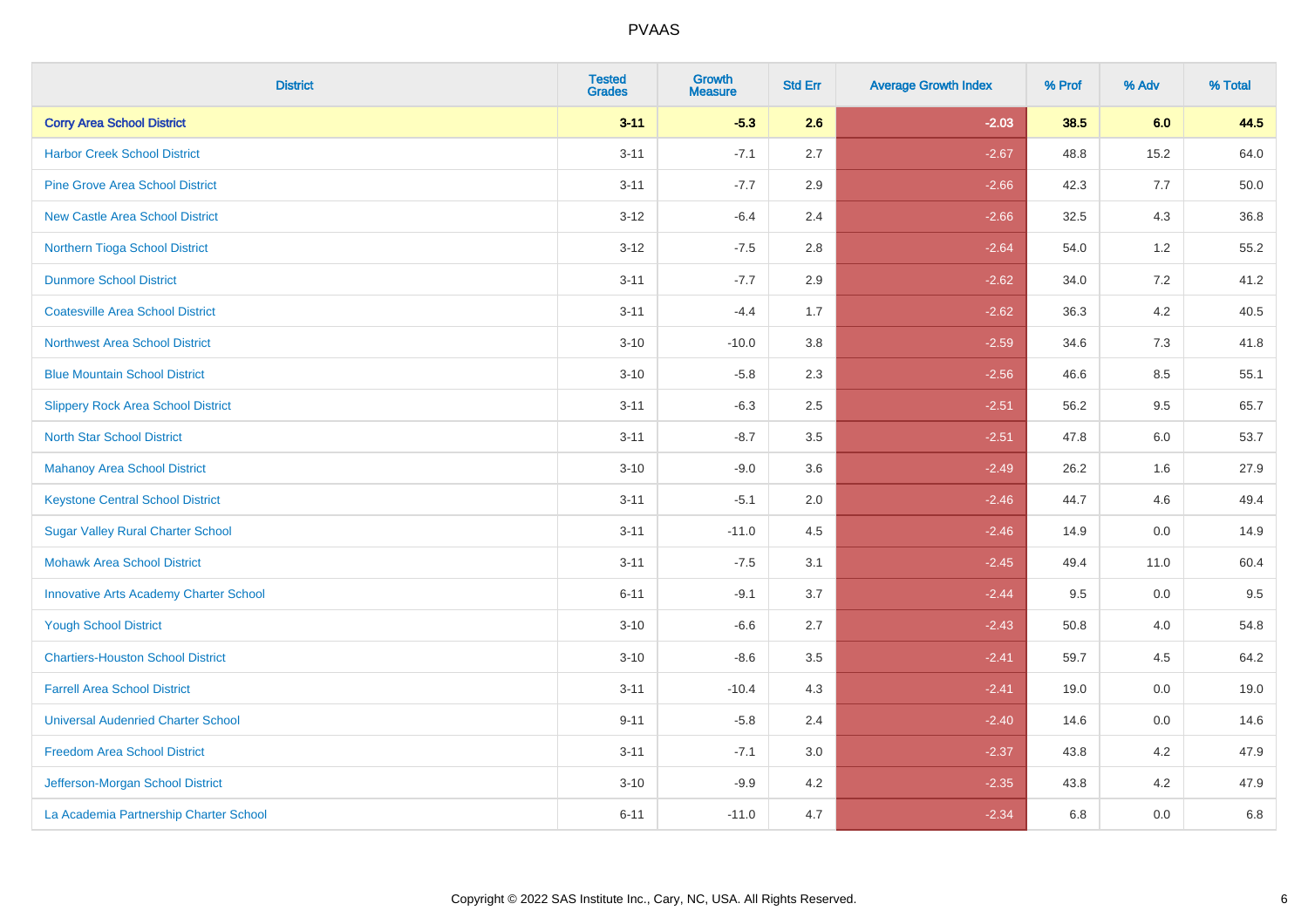# PVAAS

| District | Tested Grades | Growth Measure | Std Err | Average Growth Index | % Prof | % Adv | % Total |
|---|---|---|---|---|---|---|---|
| **Corry Area School District** | **3-11** | **-5.3** | **2.6** | **-2.03** | **38.5** | **6.0** | **44.5** |
| Harbor Creek School District | 3-11 | -7.1 | 2.7 | -2.67 | 48.8 | 15.2 | 64.0 |
| Pine Grove Area School District | 3-11 | -7.7 | 2.9 | -2.66 | 42.3 | 7.7 | 50.0 |
| New Castle Area School District | 3-12 | -6.4 | 2.4 | -2.66 | 32.5 | 4.3 | 36.8 |
| Northern Tioga School District | 3-12 | -7.5 | 2.8 | -2.64 | 54.0 | 1.2 | 55.2 |
| Dunmore School District | 3-11 | -7.7 | 2.9 | -2.62 | 34.0 | 7.2 | 41.2 |
| Coatesville Area School District | 3-11 | -4.4 | 1.7 | -2.62 | 36.3 | 4.2 | 40.5 |
| Northwest Area School District | 3-10 | -10.0 | 3.8 | -2.59 | 34.6 | 7.3 | 41.8 |
| Blue Mountain School District | 3-10 | -5.8 | 2.3 | -2.56 | 46.6 | 8.5 | 55.1 |
| Slippery Rock Area School District | 3-11 | -6.3 | 2.5 | -2.51 | 56.2 | 9.5 | 65.7 |
| North Star School District | 3-11 | -8.7 | 3.5 | -2.51 | 47.8 | 6.0 | 53.7 |
| Mahanoy Area School District | 3-10 | -9.0 | 3.6 | -2.49 | 26.2 | 1.6 | 27.9 |
| Keystone Central School District | 3-11 | -5.1 | 2.0 | -2.46 | 44.7 | 4.6 | 49.4 |
| Sugar Valley Rural Charter School | 3-11 | -11.0 | 4.5 | -2.46 | 14.9 | 0.0 | 14.9 |
| Mohawk Area School District | 3-11 | -7.5 | 3.1 | -2.45 | 49.4 | 11.0 | 60.4 |
| Innovative Arts Academy Charter School | 6-11 | -9.1 | 3.7 | -2.44 | 9.5 | 0.0 | 9.5 |
| Yough School District | 3-10 | -6.6 | 2.7 | -2.43 | 50.8 | 4.0 | 54.8 |
| Chartiers-Houston School District | 3-10 | -8.6 | 3.5 | -2.41 | 59.7 | 4.5 | 64.2 |
| Farrell Area School District | 3-11 | -10.4 | 4.3 | -2.41 | 19.0 | 0.0 | 19.0 |
| Universal Audenried Charter School | 9-11 | -5.8 | 2.4 | -2.40 | 14.6 | 0.0 | 14.6 |
| Freedom Area School District | 3-11 | -7.1 | 3.0 | -2.37 | 43.8 | 4.2 | 47.9 |
| Jefferson-Morgan School District | 3-10 | -9.9 | 4.2 | -2.35 | 43.8 | 4.2 | 47.9 |
| La Academia Partnership Charter School | 6-11 | -11.0 | 4.7 | -2.34 | 6.8 | 0.0 | 6.8 |

Copyright © 2022 SAS Institute Inc., Cary, NC, USA. All Rights Reserved.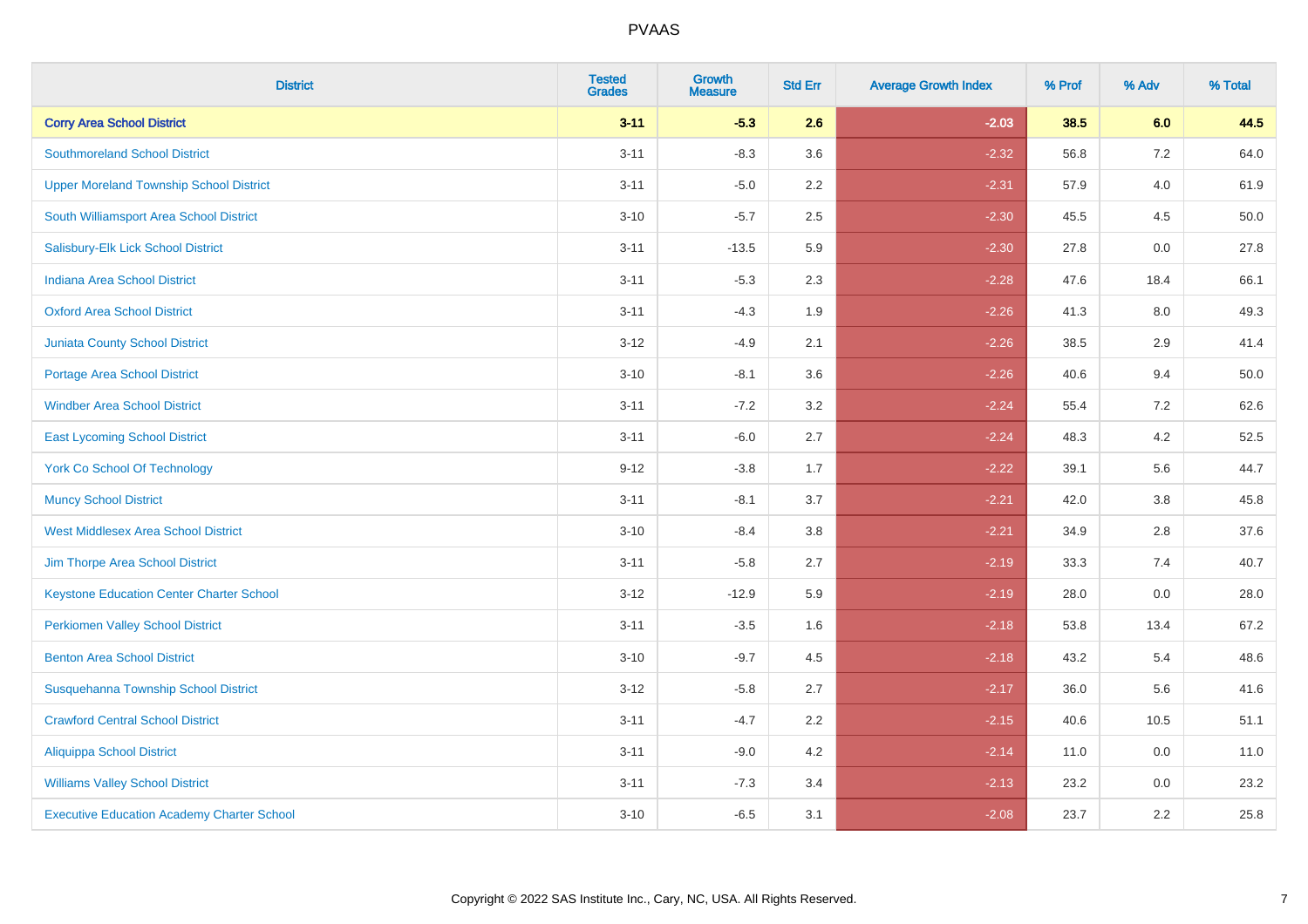| District | Tested Grades | Growth Measure | Std Err | Average Growth Index | % Prof | % Adv | % Total |
|---|---|---|---|---|---|---|---|
| **Corry Area School District** | **3-11** | **-5.3** | **2.6** | **-2.03** | **38.5** | **6.0** | **44.5** |
| Southmoreland School District | 3-11 | -8.3 | 3.6 | -2.32 | 56.8 | 7.2 | 64.0 |
| Upper Moreland Township School District | 3-11 | -5.0 | 2.2 | -2.31 | 57.9 | 4.0 | 61.9 |
| South Williamsport Area School District | 3-10 | -5.7 | 2.5 | -2.30 | 45.5 | 4.5 | 50.0 |
| Salisbury-Elk Lick School District | 3-11 | -13.5 | 5.9 | -2.30 | 27.8 | 0.0 | 27.8 |
| Indiana Area School District | 3-11 | -5.3 | 2.3 | -2.28 | 47.6 | 18.4 | 66.1 |
| Oxford Area School District | 3-11 | -4.3 | 1.9 | -2.26 | 41.3 | 8.0 | 49.3 |
| Juniata County School District | 3-12 | -4.9 | 2.1 | -2.26 | 38.5 | 2.9 | 41.4 |
| Portage Area School District | 3-10 | -8.1 | 3.6 | -2.26 | 40.6 | 9.4 | 50.0 |
| Windber Area School District | 3-11 | -7.2 | 3.2 | -2.24 | 55.4 | 7.2 | 62.6 |
| East Lycoming School District | 3-11 | -6.0 | 2.7 | -2.24 | 48.3 | 4.2 | 52.5 |
| York Co School Of Technology | 9-12 | -3.8 | 1.7 | -2.22 | 39.1 | 5.6 | 44.7 |
| Muncy School District | 3-11 | -8.1 | 3.7 | -2.21 | 42.0 | 3.8 | 45.8 |
| West Middlesex Area School District | 3-10 | -8.4 | 3.8 | -2.21 | 34.9 | 2.8 | 37.6 |
| Jim Thorpe Area School District | 3-11 | -5.8 | 2.7 | -2.19 | 33.3 | 7.4 | 40.7 |
| Keystone Education Center Charter School | 3-12 | -12.9 | 5.9 | -2.19 | 28.0 | 0.0 | 28.0 |
| Perkiomen Valley School District | 3-11 | -3.5 | 1.6 | -2.18 | 53.8 | 13.4 | 67.2 |
| Benton Area School District | 3-10 | -9.7 | 4.5 | -2.18 | 43.2 | 5.4 | 48.6 |
| Susquehanna Township School District | 3-12 | -5.8 | 2.7 | -2.17 | 36.0 | 5.6 | 41.6 |
| Crawford Central School District | 3-11 | -4.7 | 2.2 | -2.15 | 40.6 | 10.5 | 51.1 |
| Aliquippa School District | 3-11 | -9.0 | 4.2 | -2.14 | 11.0 | 0.0 | 11.0 |
| Williams Valley School District | 3-11 | -7.3 | 3.4 | -2.13 | 23.2 | 0.0 | 23.2 |
| Executive Education Academy Charter School | 3-10 | -6.5 | 3.1 | -2.08 | 23.7 | 2.2 | 25.8 |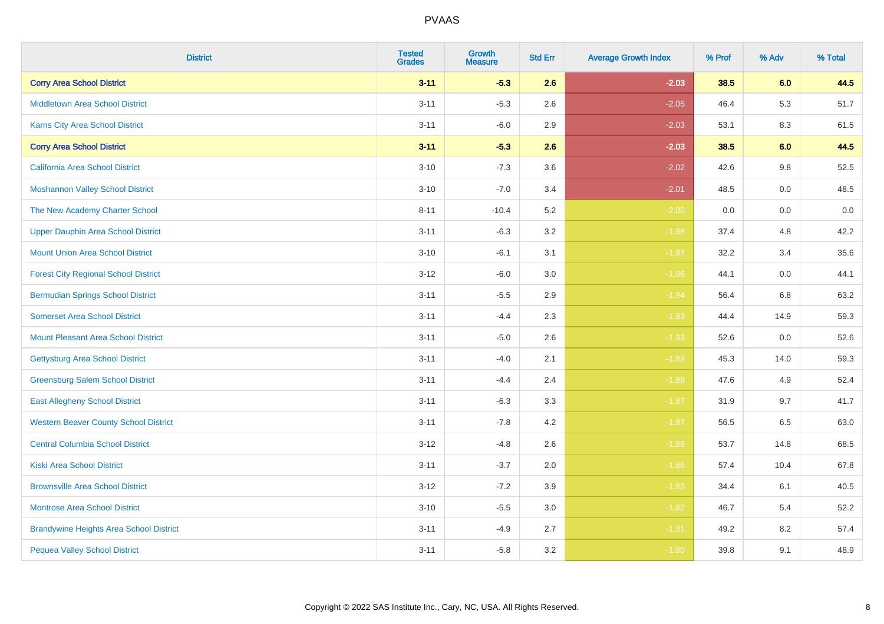| District | Tested Grades | Growth Measure | Std Err | Average Growth Index | % Prof | % Adv | % Total |
|---|---|---|---|---|---|---|---|
| **Corry Area School District** | **3-11** | **-5.3** | **2.6** | **-2.03** | **38.5** | **6.0** | **44.5** |
| Middletown Area School District | 3-11 | -5.3 | 2.6 | -2.05 | 46.4 | 5.3 | 51.7 |
| Karns City Area School District | 3-11 | -6.0 | 2.9 | -2.03 | 53.1 | 8.3 | 61.5 |
| **Corry Area School District** | **3-11** | **-5.3** | **2.6** | **-2.03** | **38.5** | **6.0** | **44.5** |
| California Area School District | 3-10 | -7.3 | 3.6 | -2.02 | 42.6 | 9.8 | 52.5 |
| Moshannon Valley School District | 3-10 | -7.0 | 3.4 | -2.01 | 48.5 | 0.0 | 48.5 |
| The New Academy Charter School | 8-11 | -10.4 | 5.2 | -2.00 | 0.0 | 0.0 | 0.0 |
| Upper Dauphin Area School District | 3-11 | -6.3 | 3.2 | -1.98 | 37.4 | 4.8 | 42.2 |
| Mount Union Area School District | 3-10 | -6.1 | 3.1 | -1.97 | 32.2 | 3.4 | 35.6 |
| Forest City Regional School District | 3-12 | -6.0 | 3.0 | -1.96 | 44.1 | 0.0 | 44.1 |
| Bermudian Springs School District | 3-11 | -5.5 | 2.9 | -1.94 | 56.4 | 6.8 | 63.2 |
| Somerset Area School District | 3-11 | -4.4 | 2.3 | -1.93 | 44.4 | 14.9 | 59.3 |
| Mount Pleasant Area School District | 3-11 | -5.0 | 2.6 | -1.93 | 52.6 | 0.0 | 52.6 |
| Gettysburg Area School District | 3-11 | -4.0 | 2.1 | -1.89 | 45.3 | 14.0 | 59.3 |
| Greensburg Salem School District | 3-11 | -4.4 | 2.4 | -1.88 | 47.6 | 4.9 | 52.4 |
| East Allegheny School District | 3-11 | -6.3 | 3.3 | -1.87 | 31.9 | 9.7 | 41.7 |
| Western Beaver County School District | 3-11 | -7.8 | 4.2 | -1.87 | 56.5 | 6.5 | 63.0 |
| Central Columbia School District | 3-12 | -4.8 | 2.6 | -1.86 | 53.7 | 14.8 | 68.5 |
| Kiski Area School District | 3-11 | -3.7 | 2.0 | -1.86 | 57.4 | 10.4 | 67.8 |
| Brownsville Area School District | 3-12 | -7.2 | 3.9 | -1.83 | 34.4 | 6.1 | 40.5 |
| Montrose Area School District | 3-10 | -5.5 | 3.0 | -1.82 | 46.7 | 5.4 | 52.2 |
| Brandywine Heights Area School District | 3-11 | -4.9 | 2.7 | -1.81 | 49.2 | 8.2 | 57.4 |
| Pequea Valley School District | 3-11 | -5.8 | 3.2 | -1.80 | 39.8 | 9.1 | 48.9 |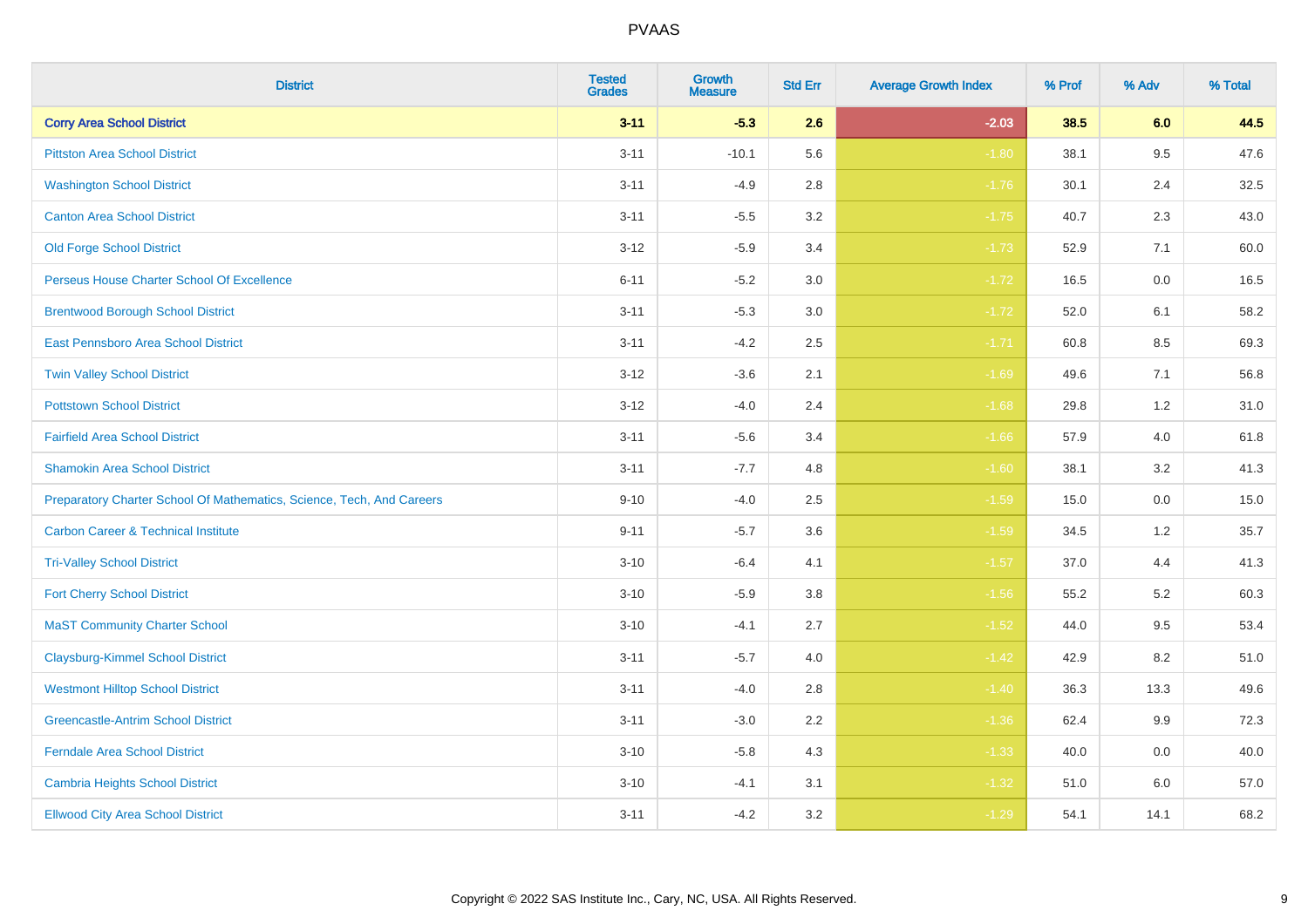| District | Tested Grades | Growth Measure | Std Err | Average Growth Index | % Prof | % Adv | % Total |
|---|---|---|---|---|---|---|---|
| **Corry Area School District** | **3-11** | **-5.3** | **2.6** | **-2.03** | **38.5** | **6.0** | **44.5** |
| Pittston Area School District | 3-11 | -10.1 | 5.6 | -1.80 | 38.1 | 9.5 | 47.6 |
| Washington School District | 3-11 | -4.9 | 2.8 | -1.76 | 30.1 | 2.4 | 32.5 |
| Canton Area School District | 3-11 | -5.5 | 3.2 | -1.75 | 40.7 | 2.3 | 43.0 |
| Old Forge School District | 3-12 | -5.9 | 3.4 | -1.73 | 52.9 | 7.1 | 60.0 |
| Perseus House Charter School Of Excellence | 6-11 | -5.2 | 3.0 | -1.72 | 16.5 | 0.0 | 16.5 |
| Brentwood Borough School District | 3-11 | -5.3 | 3.0 | -1.72 | 52.0 | 6.1 | 58.2 |
| East Pennsboro Area School District | 3-11 | -4.2 | 2.5 | -1.71 | 60.8 | 8.5 | 69.3 |
| Twin Valley School District | 3-12 | -3.6 | 2.1 | -1.69 | 49.6 | 7.1 | 56.8 |
| Pottstown School District | 3-12 | -4.0 | 2.4 | -1.68 | 29.8 | 1.2 | 31.0 |
| Fairfield Area School District | 3-11 | -5.6 | 3.4 | -1.66 | 57.9 | 4.0 | 61.8 |
| Shamokin Area School District | 3-11 | -7.7 | 4.8 | -1.60 | 38.1 | 3.2 | 41.3 |
| Preparatory Charter School Of Mathematics, Science, Tech, And Careers | 9-10 | -4.0 | 2.5 | -1.59 | 15.0 | 0.0 | 15.0 |
| Carbon Career & Technical Institute | 9-11 | -5.7 | 3.6 | -1.59 | 34.5 | 1.2 | 35.7 |
| Tri-Valley School District | 3-10 | -6.4 | 4.1 | -1.57 | 37.0 | 4.4 | 41.3 |
| Fort Cherry School District | 3-10 | -5.9 | 3.8 | -1.56 | 55.2 | 5.2 | 60.3 |
| MaST Community Charter School | 3-10 | -4.1 | 2.7 | -1.52 | 44.0 | 9.5 | 53.4 |
| Claysburg-Kimmel School District | 3-11 | -5.7 | 4.0 | -1.42 | 42.9 | 8.2 | 51.0 |
| Westmont Hilltop School District | 3-11 | -4.0 | 2.8 | -1.40 | 36.3 | 13.3 | 49.6 |
| Greencastle-Antrim School District | 3-11 | -3.0 | 2.2 | -1.36 | 62.4 | 9.9 | 72.3 |
| Ferndale Area School District | 3-10 | -5.8 | 4.3 | -1.33 | 40.0 | 0.0 | 40.0 |
| Cambria Heights School District | 3-10 | -4.1 | 3.1 | -1.32 | 51.0 | 6.0 | 57.0 |
| Ellwood City Area School District | 3-11 | -4.2 | 3.2 | -1.29 | 54.1 | 14.1 | 68.2 |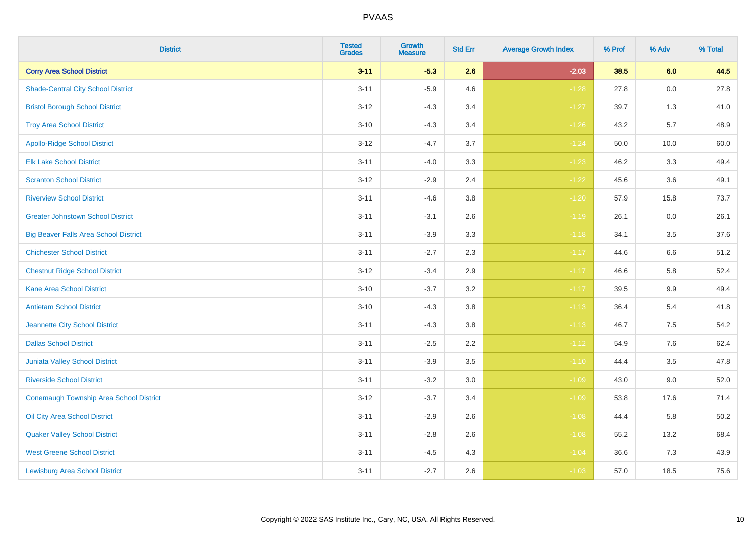| District | Tested Grades | Growth Measure | Std Err | Average Growth Index | % Prof | % Adv | % Total |
|---|---|---|---|---|---|---|---|
| **Corry Area School District** | **3-11** | **-5.3** | **2.6** | **-2.03** | **38.5** | **6.0** | **44.5** |
| Shade-Central City School District | 3-11 | -5.9 | 4.6 | -1.28 | 27.8 | 0.0 | 27.8 |
| Bristol Borough School District | 3-12 | -4.3 | 3.4 | -1.27 | 39.7 | 1.3 | 41.0 |
| Troy Area School District | 3-10 | -4.3 | 3.4 | -1.26 | 43.2 | 5.7 | 48.9 |
| Apollo-Ridge School District | 3-12 | -4.7 | 3.7 | -1.24 | 50.0 | 10.0 | 60.0 |
| Elk Lake School District | 3-11 | -4.0 | 3.3 | -1.23 | 46.2 | 3.3 | 49.4 |
| Scranton School District | 3-12 | -2.9 | 2.4 | -1.22 | 45.6 | 3.6 | 49.1 |
| Riverview School District | 3-11 | -4.6 | 3.8 | -1.20 | 57.9 | 15.8 | 73.7 |
| Greater Johnstown School District | 3-11 | -3.1 | 2.6 | -1.19 | 26.1 | 0.0 | 26.1 |
| Big Beaver Falls Area School District | 3-11 | -3.9 | 3.3 | -1.18 | 34.1 | 3.5 | 37.6 |
| Chichester School District | 3-11 | -2.7 | 2.3 | -1.17 | 44.6 | 6.6 | 51.2 |
| Chestnut Ridge School District | 3-12 | -3.4 | 2.9 | -1.17 | 46.6 | 5.8 | 52.4 |
| Kane Area School District | 3-10 | -3.7 | 3.2 | -1.17 | 39.5 | 9.9 | 49.4 |
| Antietam School District | 3-10 | -4.3 | 3.8 | -1.13 | 36.4 | 5.4 | 41.8 |
| Jeannette City School District | 3-11 | -4.3 | 3.8 | -1.13 | 46.7 | 7.5 | 54.2 |
| Dallas School District | 3-11 | -2.5 | 2.2 | -1.12 | 54.9 | 7.6 | 62.4 |
| Juniata Valley School District | 3-11 | -3.9 | 3.5 | -1.10 | 44.4 | 3.5 | 47.8 |
| Riverside School District | 3-11 | -3.2 | 3.0 | -1.09 | 43.0 | 9.0 | 52.0 |
| Conemaugh Township Area School District | 3-12 | -3.7 | 3.4 | -1.09 | 53.8 | 17.6 | 71.4 |
| Oil City Area School District | 3-11 | -2.9 | 2.6 | -1.08 | 44.4 | 5.8 | 50.2 |
| Quaker Valley School District | 3-11 | -2.8 | 2.6 | -1.08 | 55.2 | 13.2 | 68.4 |
| West Greene School District | 3-11 | -4.5 | 4.3 | -1.04 | 36.6 | 7.3 | 43.9 |
| Lewisburg Area School District | 3-11 | -2.7 | 2.6 | -1.03 | 57.0 | 18.5 | 75.6 |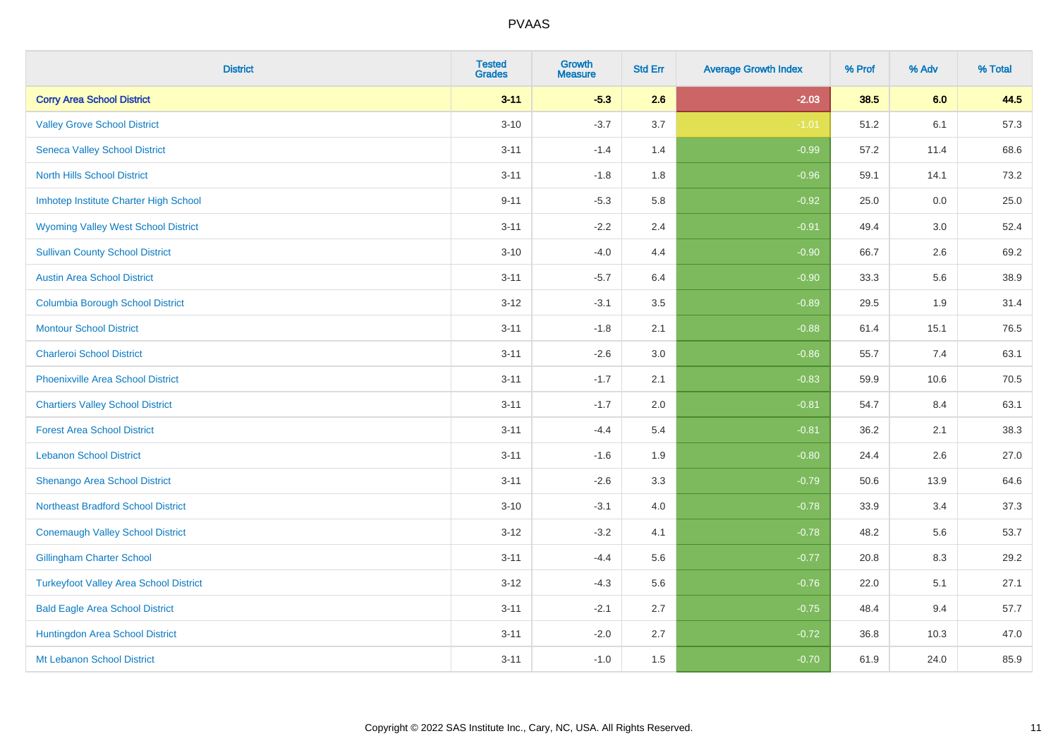PVAAS

| District | Tested Grades | Growth Measure | Std Err | Average Growth Index | % Prof | % Adv | % Total |
|---|---|---|---|---|---|---|---|
| **Corry Area School District** | **3-11** | **-5.3** | **2.6** | **-2.03** | **38.5** | **6.0** | **44.5** |
| Valley Grove School District | 3-10 | -3.7 | 3.7 | -1.01 | 51.2 | 6.1 | 57.3 |
| Seneca Valley School District | 3-11 | -1.4 | 1.4 | -0.99 | 57.2 | 11.4 | 68.6 |
| North Hills School District | 3-11 | -1.8 | 1.8 | -0.96 | 59.1 | 14.1 | 73.2 |
| Imhotep Institute Charter High School | 9-11 | -5.3 | 5.8 | -0.92 | 25.0 | 0.0 | 25.0 |
| Wyoming Valley West School District | 3-11 | -2.2 | 2.4 | -0.91 | 49.4 | 3.0 | 52.4 |
| Sullivan County School District | 3-10 | -4.0 | 4.4 | -0.90 | 66.7 | 2.6 | 69.2 |
| Austin Area School District | 3-11 | -5.7 | 6.4 | -0.90 | 33.3 | 5.6 | 38.9 |
| Columbia Borough School District | 3-12 | -3.1 | 3.5 | -0.89 | 29.5 | 1.9 | 31.4 |
| Montour School District | 3-11 | -1.8 | 2.1 | -0.88 | 61.4 | 15.1 | 76.5 |
| Charleroi School District | 3-11 | -2.6 | 3.0 | -0.86 | 55.7 | 7.4 | 63.1 |
| Phoenixville Area School District | 3-11 | -1.7 | 2.1 | -0.83 | 59.9 | 10.6 | 70.5 |
| Chartiers Valley School District | 3-11 | -1.7 | 2.0 | -0.81 | 54.7 | 8.4 | 63.1 |
| Forest Area School District | 3-11 | -4.4 | 5.4 | -0.81 | 36.2 | 2.1 | 38.3 |
| Lebanon School District | 3-11 | -1.6 | 1.9 | -0.80 | 24.4 | 2.6 | 27.0 |
| Shenango Area School District | 3-11 | -2.6 | 3.3 | -0.79 | 50.6 | 13.9 | 64.6 |
| Northeast Bradford School District | 3-10 | -3.1 | 4.0 | -0.78 | 33.9 | 3.4 | 37.3 |
| Conemaugh Valley School District | 3-12 | -3.2 | 4.1 | -0.78 | 48.2 | 5.6 | 53.7 |
| Gillingham Charter School | 3-11 | -4.4 | 5.6 | -0.77 | 20.8 | 8.3 | 29.2 |
| Turkeyfoot Valley Area School District | 3-12 | -4.3 | 5.6 | -0.76 | 22.0 | 5.1 | 27.1 |
| Bald Eagle Area School District | 3-11 | -2.1 | 2.7 | -0.75 | 48.4 | 9.4 | 57.7 |
| Huntingdon Area School District | 3-11 | -2.0 | 2.7 | -0.72 | 36.8 | 10.3 | 47.0 |
| Mt Lebanon School District | 3-11 | -1.0 | 1.5 | -0.70 | 61.9 | 24.0 | 85.9 |

Copyright © 2022 SAS Institute Inc., Cary, NC, USA. All Rights Reserved.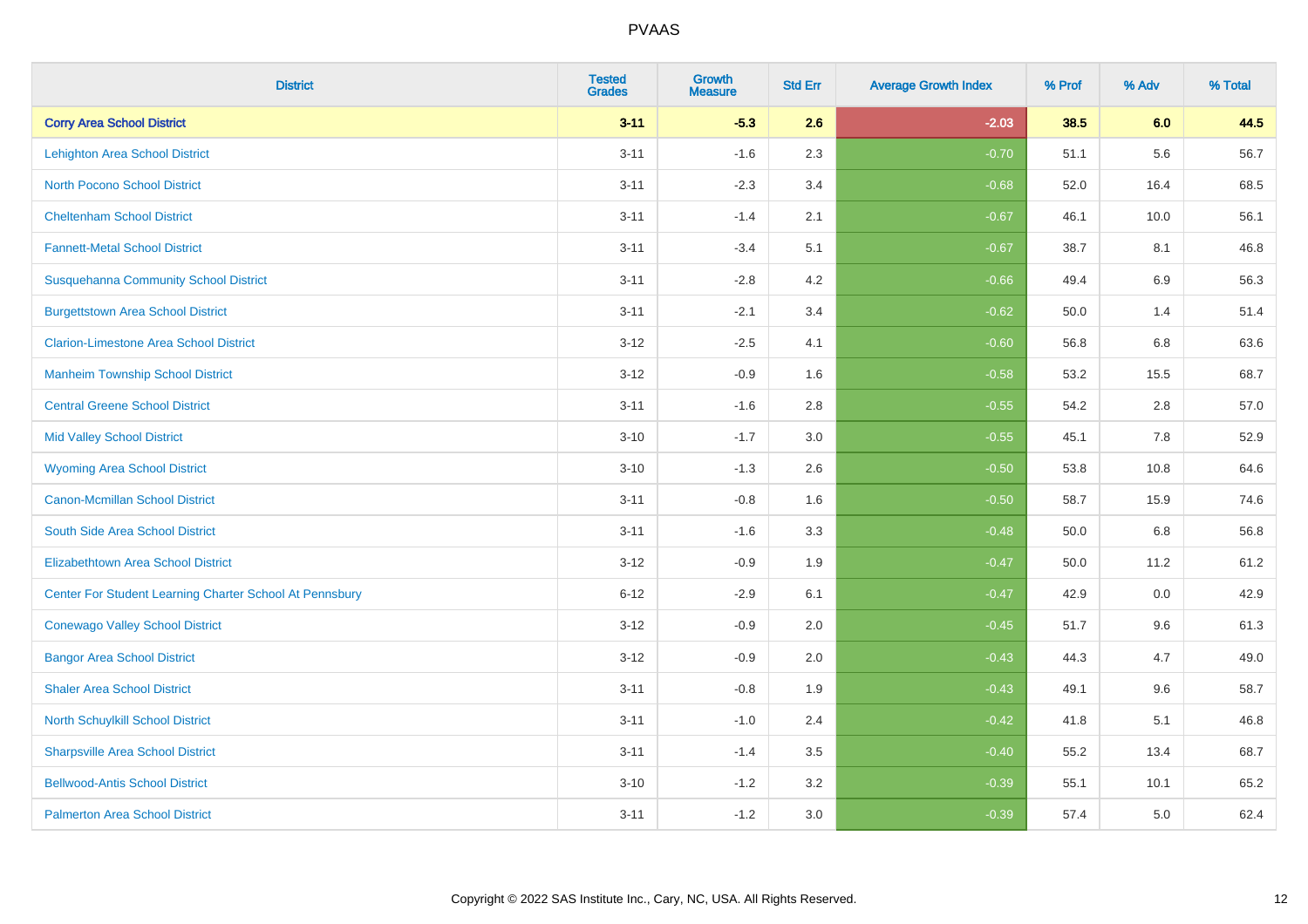| District | Tested Grades | Growth Measure | Std Err | Average Growth Index | % Prof | % Adv | % Total |
|---|---|---|---|---|---|---|---|
| **Corry Area School District** | **3-11** | **-5.3** | **2.6** | **-2.03** | **38.5** | **6.0** | **44.5** |
| Lehighton Area School District | 3-11 | -1.6 | 2.3 | -0.70 | 51.1 | 5.6 | 56.7 |
| North Pocono School District | 3-11 | -2.3 | 3.4 | -0.68 | 52.0 | 16.4 | 68.5 |
| Cheltenham School District | 3-11 | -1.4 | 2.1 | -0.67 | 46.1 | 10.0 | 56.1 |
| Fannett-Metal School District | 3-11 | -3.4 | 5.1 | -0.67 | 38.7 | 8.1 | 46.8 |
| Susquehanna Community School District | 3-11 | -2.8 | 4.2 | -0.66 | 49.4 | 6.9 | 56.3 |
| Burgettstown Area School District | 3-11 | -2.1 | 3.4 | -0.62 | 50.0 | 1.4 | 51.4 |
| Clarion-Limestone Area School District | 3-12 | -2.5 | 4.1 | -0.60 | 56.8 | 6.8 | 63.6 |
| Manheim Township School District | 3-12 | -0.9 | 1.6 | -0.58 | 53.2 | 15.5 | 68.7 |
| Central Greene School District | 3-11 | -1.6 | 2.8 | -0.55 | 54.2 | 2.8 | 57.0 |
| Mid Valley School District | 3-10 | -1.7 | 3.0 | -0.55 | 45.1 | 7.8 | 52.9 |
| Wyoming Area School District | 3-10 | -1.3 | 2.6 | -0.50 | 53.8 | 10.8 | 64.6 |
| Canon-Mcmillan School District | 3-11 | -0.8 | 1.6 | -0.50 | 58.7 | 15.9 | 74.6 |
| South Side Area School District | 3-11 | -1.6 | 3.3 | -0.48 | 50.0 | 6.8 | 56.8 |
| Elizabethtown Area School District | 3-12 | -0.9 | 1.9 | -0.47 | 50.0 | 11.2 | 61.2 |
| Center For Student Learning Charter School At Pennsbury | 6-12 | -2.9 | 6.1 | -0.47 | 42.9 | 0.0 | 42.9 |
| Conewago Valley School District | 3-12 | -0.9 | 2.0 | -0.45 | 51.7 | 9.6 | 61.3 |
| Bangor Area School District | 3-12 | -0.9 | 2.0 | -0.43 | 44.3 | 4.7 | 49.0 |
| Shaler Area School District | 3-11 | -0.8 | 1.9 | -0.43 | 49.1 | 9.6 | 58.7 |
| North Schuylkill School District | 3-11 | -1.0 | 2.4 | -0.42 | 41.8 | 5.1 | 46.8 |
| Sharpsville Area School District | 3-11 | -1.4 | 3.5 | -0.40 | 55.2 | 13.4 | 68.7 |
| Bellwood-Antis School District | 3-10 | -1.2 | 3.2 | -0.39 | 55.1 | 10.1 | 65.2 |
| Palmerton Area School District | 3-11 | -1.2 | 3.0 | -0.39 | 57.4 | 5.0 | 62.4 |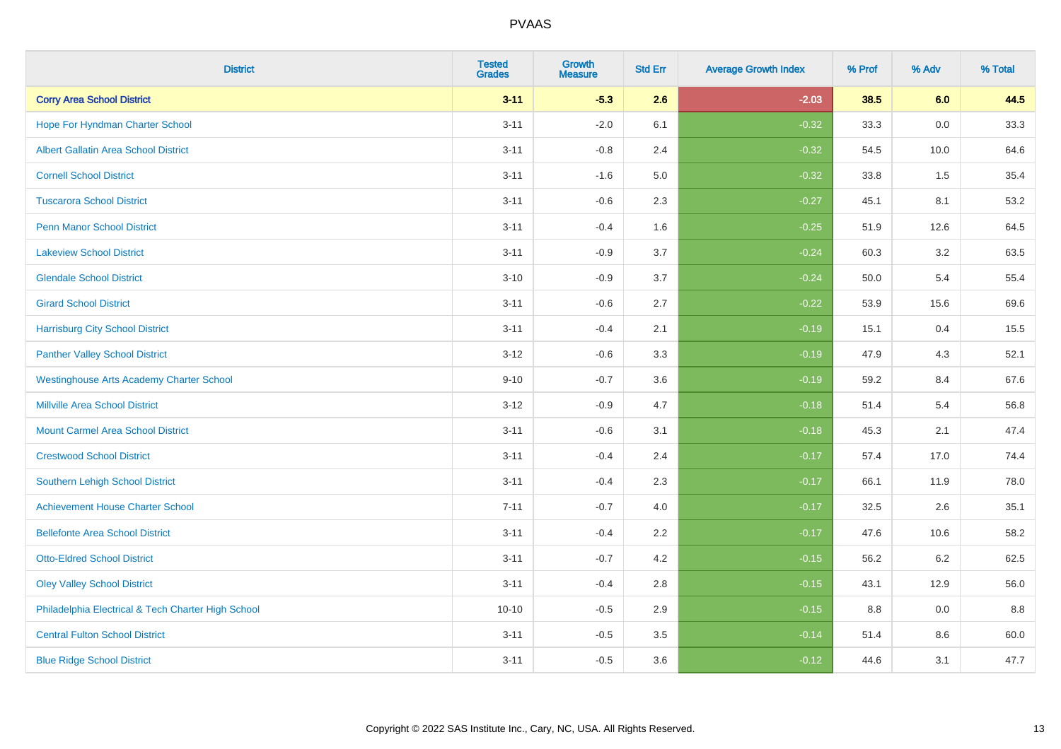| District | Tested Grades | Growth Measure | Std Err | Average Growth Index | % Prof | % Adv | % Total |
|---|---|---|---|---|---|---|---|
| **Corry Area School District** | **3-11** | **-5.3** | **2.6** | **-2.03** | **38.5** | **6.0** | **44.5** |
| Hope For Hyndman Charter School | 3-11 | -2.0 | 6.1 | -0.32 | 33.3 | 0.0 | 33.3 |
| Albert Gallatin Area School District | 3-11 | -0.8 | 2.4 | -0.32 | 54.5 | 10.0 | 64.6 |
| Cornell School District | 3-11 | -1.6 | 5.0 | -0.32 | 33.8 | 1.5 | 35.4 |
| Tuscarora School District | 3-11 | -0.6 | 2.3 | -0.27 | 45.1 | 8.1 | 53.2 |
| Penn Manor School District | 3-11 | -0.4 | 1.6 | -0.25 | 51.9 | 12.6 | 64.5 |
| Lakeview School District | 3-11 | -0.9 | 3.7 | -0.24 | 60.3 | 3.2 | 63.5 |
| Glendale School District | 3-10 | -0.9 | 3.7 | -0.24 | 50.0 | 5.4 | 55.4 |
| Girard School District | 3-11 | -0.6 | 2.7 | -0.22 | 53.9 | 15.6 | 69.6 |
| Harrisburg City School District | 3-11 | -0.4 | 2.1 | -0.19 | 15.1 | 0.4 | 15.5 |
| Panther Valley School District | 3-12 | -0.6 | 3.3 | -0.19 | 47.9 | 4.3 | 52.1 |
| Westinghouse Arts Academy Charter School | 9-10 | -0.7 | 3.6 | -0.19 | 59.2 | 8.4 | 67.6 |
| Millville Area School District | 3-12 | -0.9 | 4.7 | -0.18 | 51.4 | 5.4 | 56.8 |
| Mount Carmel Area School District | 3-11 | -0.6 | 3.1 | -0.18 | 45.3 | 2.1 | 47.4 |
| Crestwood School District | 3-11 | -0.4 | 2.4 | -0.17 | 57.4 | 17.0 | 74.4 |
| Southern Lehigh School District | 3-11 | -0.4 | 2.3 | -0.17 | 66.1 | 11.9 | 78.0 |
| Achievement House Charter School | 7-11 | -0.7 | 4.0 | -0.17 | 32.5 | 2.6 | 35.1 |
| Bellefonte Area School District | 3-11 | -0.4 | 2.2 | -0.17 | 47.6 | 10.6 | 58.2 |
| Otto-Eldred School District | 3-11 | -0.7 | 4.2 | -0.15 | 56.2 | 6.2 | 62.5 |
| Oley Valley School District | 3-11 | -0.4 | 2.8 | -0.15 | 43.1 | 12.9 | 56.0 |
| Philadelphia Electrical & Tech Charter High School | 10-10 | -0.5 | 2.9 | -0.15 | 8.8 | 0.0 | 8.8 |
| Central Fulton School District | 3-11 | -0.5 | 3.5 | -0.14 | 51.4 | 8.6 | 60.0 |
| Blue Ridge School District | 3-11 | -0.5 | 3.6 | -0.12 | 44.6 | 3.1 | 47.7 |

Copyright © 2022 SAS Institute Inc., Cary, NC, USA. All Rights Reserved.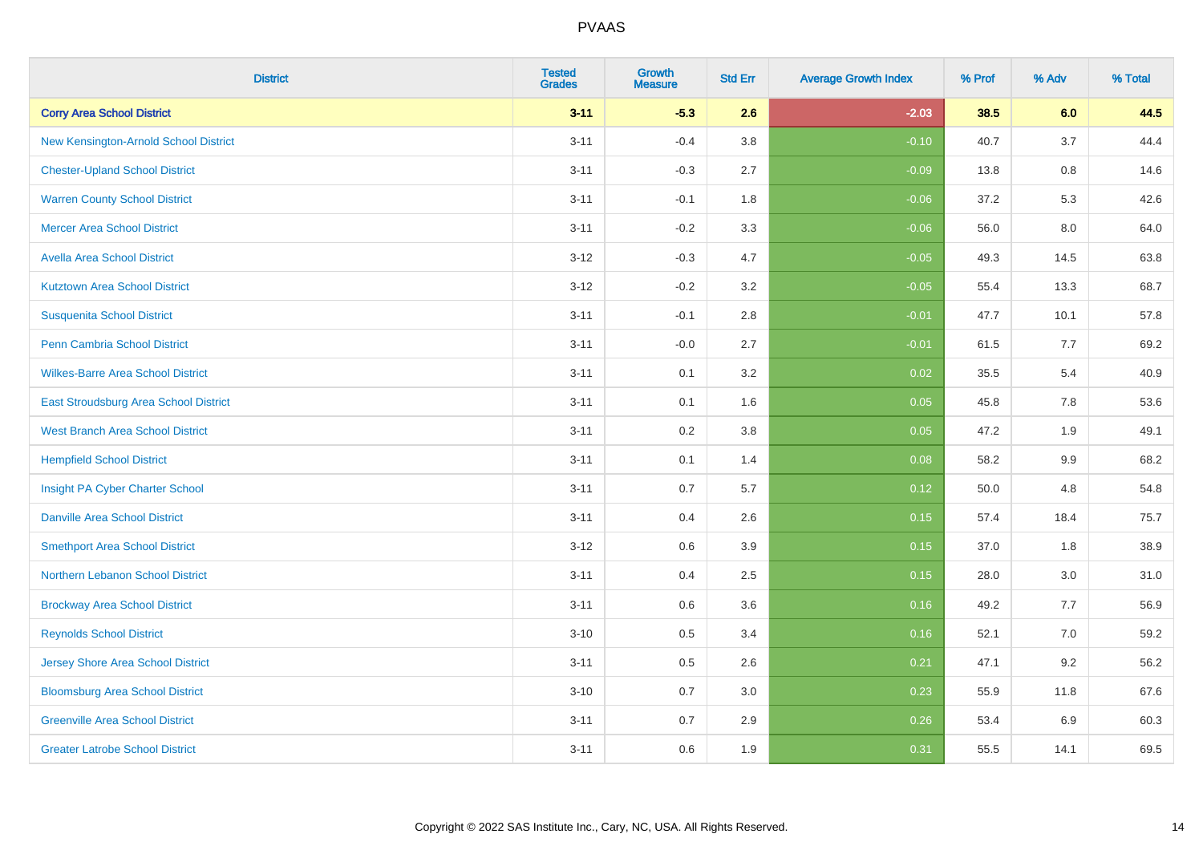| District | Tested Grades | Growth Measure | Std Err | Average Growth Index | % Prof | % Adv | % Total |
|---|---|---|---|---|---|---|---|
| **Corry Area School District** | **3-11** | **-5.3** | **2.6** | **-2.03** | **38.5** | **6.0** | **44.5** |
| New Kensington-Arnold School District | 3-11 | -0.4 | 3.8 | -0.10 | 40.7 | 3.7 | 44.4 |
| Chester-Upland School District | 3-11 | -0.3 | 2.7 | -0.09 | 13.8 | 0.8 | 14.6 |
| Warren County School District | 3-11 | -0.1 | 1.8 | -0.06 | 37.2 | 5.3 | 42.6 |
| Mercer Area School District | 3-11 | -0.2 | 3.3 | -0.06 | 56.0 | 8.0 | 64.0 |
| Avella Area School District | 3-12 | -0.3 | 4.7 | -0.05 | 49.3 | 14.5 | 63.8 |
| Kutztown Area School District | 3-12 | -0.2 | 3.2 | -0.05 | 55.4 | 13.3 | 68.7 |
| Susquenita School District | 3-11 | -0.1 | 2.8 | -0.01 | 47.7 | 10.1 | 57.8 |
| Penn Cambria School District | 3-11 | -0.0 | 2.7 | -0.01 | 61.5 | 7.7 | 69.2 |
| Wilkes-Barre Area School District | 3-11 | 0.1 | 3.2 | 0.02 | 35.5 | 5.4 | 40.9 |
| East Stroudsburg Area School District | 3-11 | 0.1 | 1.6 | 0.05 | 45.8 | 7.8 | 53.6 |
| West Branch Area School District | 3-11 | 0.2 | 3.8 | 0.05 | 47.2 | 1.9 | 49.1 |
| Hempfield School District | 3-11 | 0.1 | 1.4 | 0.08 | 58.2 | 9.9 | 68.2 |
| Insight PA Cyber Charter School | 3-11 | 0.7 | 5.7 | 0.12 | 50.0 | 4.8 | 54.8 |
| Danville Area School District | 3-11 | 0.4 | 2.6 | 0.15 | 57.4 | 18.4 | 75.7 |
| Smethport Area School District | 3-12 | 0.6 | 3.9 | 0.15 | 37.0 | 1.8 | 38.9 |
| Northern Lebanon School District | 3-11 | 0.4 | 2.5 | 0.15 | 28.0 | 3.0 | 31.0 |
| Brockway Area School District | 3-11 | 0.6 | 3.6 | 0.16 | 49.2 | 7.7 | 56.9 |
| Reynolds School District | 3-10 | 0.5 | 3.4 | 0.16 | 52.1 | 7.0 | 59.2 |
| Jersey Shore Area School District | 3-11 | 0.5 | 2.6 | 0.21 | 47.1 | 9.2 | 56.2 |
| Bloomsburg Area School District | 3-10 | 0.7 | 3.0 | 0.23 | 55.9 | 11.8 | 67.6 |
| Greenville Area School District | 3-11 | 0.7 | 2.9 | 0.26 | 53.4 | 6.9 | 60.3 |
| Greater Latrobe School District | 3-11 | 0.6 | 1.9 | 0.31 | 55.5 | 14.1 | 69.5 |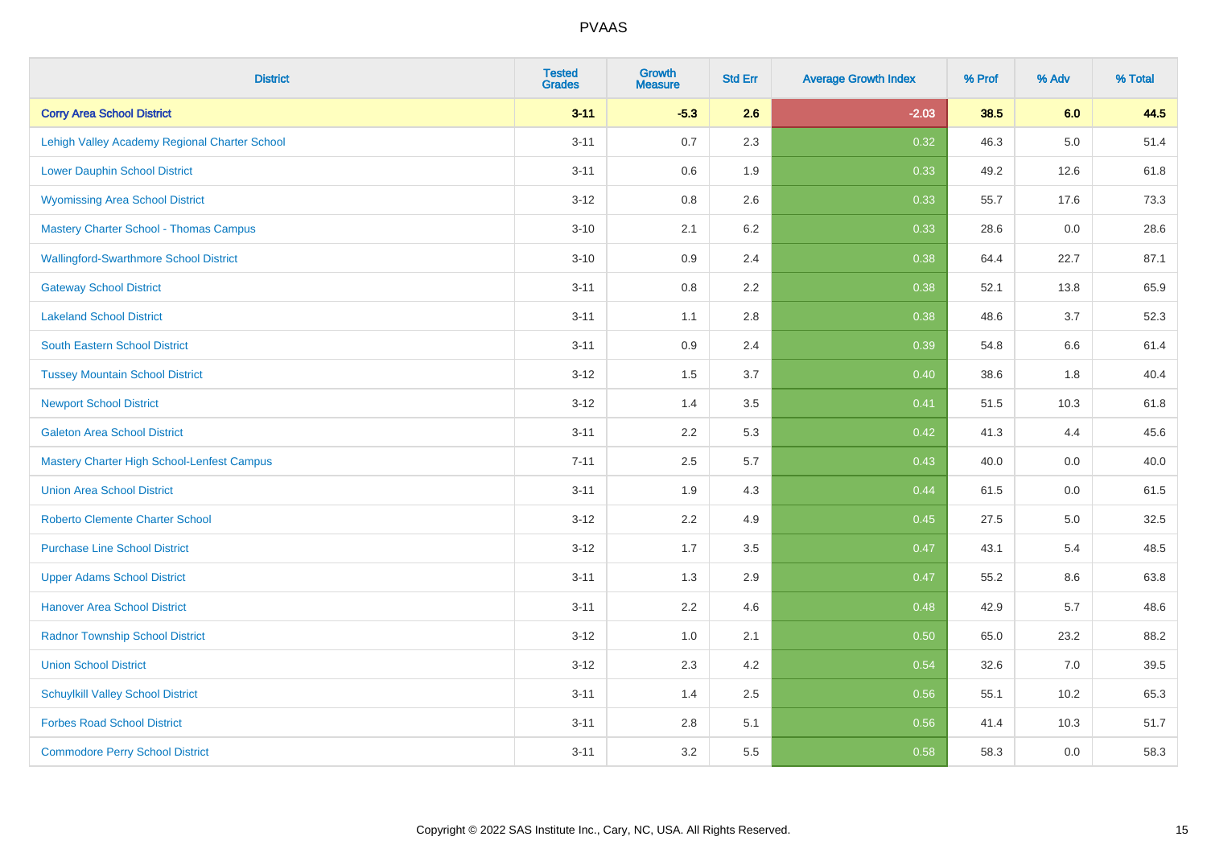# PVAAS

| District | Tested Grades | Growth Measure | Std Err | Average Growth Index | % Prof | % Adv | % Total |
|---|---|---|---|---|---|---|---|
| **Corry Area School District** | **3-11** | **-5.3** | **2.6** | **-2.03** | **38.5** | **6.0** | **44.5** |
| Lehigh Valley Academy Regional Charter School | 3-11 | 0.7 | 2.3 | 0.32 | 46.3 | 5.0 | 51.4 |
| Lower Dauphin School District | 3-11 | 0.6 | 1.9 | 0.33 | 49.2 | 12.6 | 61.8 |
| Wyomissing Area School District | 3-12 | 0.8 | 2.6 | 0.33 | 55.7 | 17.6 | 73.3 |
| Mastery Charter School - Thomas Campus | 3-10 | 2.1 | 6.2 | 0.33 | 28.6 | 0.0 | 28.6 |
| Wallingford-Swarthmore School District | 3-10 | 0.9 | 2.4 | 0.38 | 64.4 | 22.7 | 87.1 |
| Gateway School District | 3-11 | 0.8 | 2.2 | 0.38 | 52.1 | 13.8 | 65.9 |
| Lakeland School District | 3-11 | 1.1 | 2.8 | 0.38 | 48.6 | 3.7 | 52.3 |
| South Eastern School District | 3-11 | 0.9 | 2.4 | 0.39 | 54.8 | 6.6 | 61.4 |
| Tussey Mountain School District | 3-12 | 1.5 | 3.7 | 0.40 | 38.6 | 1.8 | 40.4 |
| Newport School District | 3-12 | 1.4 | 3.5 | 0.41 | 51.5 | 10.3 | 61.8 |
| Galeton Area School District | 3-11 | 2.2 | 5.3 | 0.42 | 41.3 | 4.4 | 45.6 |
| Mastery Charter High School-Lenfest Campus | 7-11 | 2.5 | 5.7 | 0.43 | 40.0 | 0.0 | 40.0 |
| Union Area School District | 3-11 | 1.9 | 4.3 | 0.44 | 61.5 | 0.0 | 61.5 |
| Roberto Clemente Charter School | 3-12 | 2.2 | 4.9 | 0.45 | 27.5 | 5.0 | 32.5 |
| Purchase Line School District | 3-12 | 1.7 | 3.5 | 0.47 | 43.1 | 5.4 | 48.5 |
| Upper Adams School District | 3-11 | 1.3 | 2.9 | 0.47 | 55.2 | 8.6 | 63.8 |
| Hanover Area School District | 3-11 | 2.2 | 4.6 | 0.48 | 42.9 | 5.7 | 48.6 |
| Radnor Township School District | 3-12 | 1.0 | 2.1 | 0.50 | 65.0 | 23.2 | 88.2 |
| Union School District | 3-12 | 2.3 | 4.2 | 0.54 | 32.6 | 7.0 | 39.5 |
| Schuylkill Valley School District | 3-11 | 1.4 | 2.5 | 0.56 | 55.1 | 10.2 | 65.3 |
| Forbes Road School District | 3-11 | 2.8 | 5.1 | 0.56 | 41.4 | 10.3 | 51.7 |
| Commodore Perry School District | 3-11 | 3.2 | 5.5 | 0.58 | 58.3 | 0.0 | 58.3 |

Copyright © 2022 SAS Institute Inc., Cary, NC, USA. All Rights Reserved.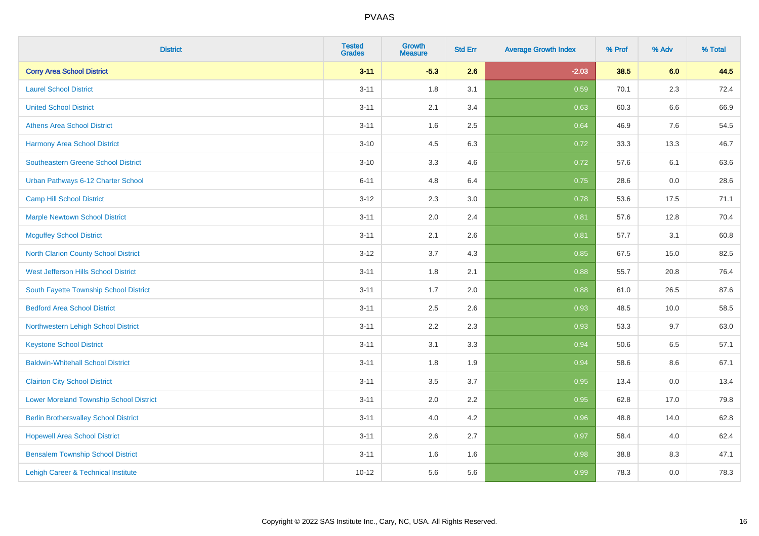| District | Tested Grades | Growth Measure | Std Err | Average Growth Index | % Prof | % Adv | % Total |
|---|---|---|---|---|---|---|---|
| **Corry Area School District** | **3-11** | **-5.3** | **2.6** | **-2.03** | **38.5** | **6.0** | **44.5** |
| Laurel School District | 3-11 | 1.8 | 3.1 | 0.59 | 70.1 | 2.3 | 72.4 |
| United School District | 3-11 | 2.1 | 3.4 | 0.63 | 60.3 | 6.6 | 66.9 |
| Athens Area School District | 3-11 | 1.6 | 2.5 | 0.64 | 46.9 | 7.6 | 54.5 |
| Harmony Area School District | 3-10 | 4.5 | 6.3 | 0.72 | 33.3 | 13.3 | 46.7 |
| Southeastern Greene School District | 3-10 | 3.3 | 4.6 | 0.72 | 57.6 | 6.1 | 63.6 |
| Urban Pathways 6-12 Charter School | 6-11 | 4.8 | 6.4 | 0.75 | 28.6 | 0.0 | 28.6 |
| Camp Hill School District | 3-12 | 2.3 | 3.0 | 0.78 | 53.6 | 17.5 | 71.1 |
| Marple Newtown School District | 3-11 | 2.0 | 2.4 | 0.81 | 57.6 | 12.8 | 70.4 |
| Mcguffey School District | 3-11 | 2.1 | 2.6 | 0.81 | 57.7 | 3.1 | 60.8 |
| North Clarion County School District | 3-12 | 3.7 | 4.3 | 0.85 | 67.5 | 15.0 | 82.5 |
| West Jefferson Hills School District | 3-11 | 1.8 | 2.1 | 0.88 | 55.7 | 20.8 | 76.4 |
| South Fayette Township School District | 3-11 | 1.7 | 2.0 | 0.88 | 61.0 | 26.5 | 87.6 |
| Bedford Area School District | 3-11 | 2.5 | 2.6 | 0.93 | 48.5 | 10.0 | 58.5 |
| Northwestern Lehigh School District | 3-11 | 2.2 | 2.3 | 0.93 | 53.3 | 9.7 | 63.0 |
| Keystone School District | 3-11 | 3.1 | 3.3 | 0.94 | 50.6 | 6.5 | 57.1 |
| Baldwin-Whitehall School District | 3-11 | 1.8 | 1.9 | 0.94 | 58.6 | 8.6 | 67.1 |
| Clairton City School District | 3-11 | 3.5 | 3.7 | 0.95 | 13.4 | 0.0 | 13.4 |
| Lower Moreland Township School District | 3-11 | 2.0 | 2.2 | 0.95 | 62.8 | 17.0 | 79.8 |
| Berlin Brothersvalley School District | 3-11 | 4.0 | 4.2 | 0.96 | 48.8 | 14.0 | 62.8 |
| Hopewell Area School District | 3-11 | 2.6 | 2.7 | 0.97 | 58.4 | 4.0 | 62.4 |
| Bensalem Township School District | 3-11 | 1.6 | 1.6 | 0.98 | 38.8 | 8.3 | 47.1 |
| Lehigh Career & Technical Institute | 10-12 | 5.6 | 5.6 | 0.99 | 78.3 | 0.0 | 78.3 |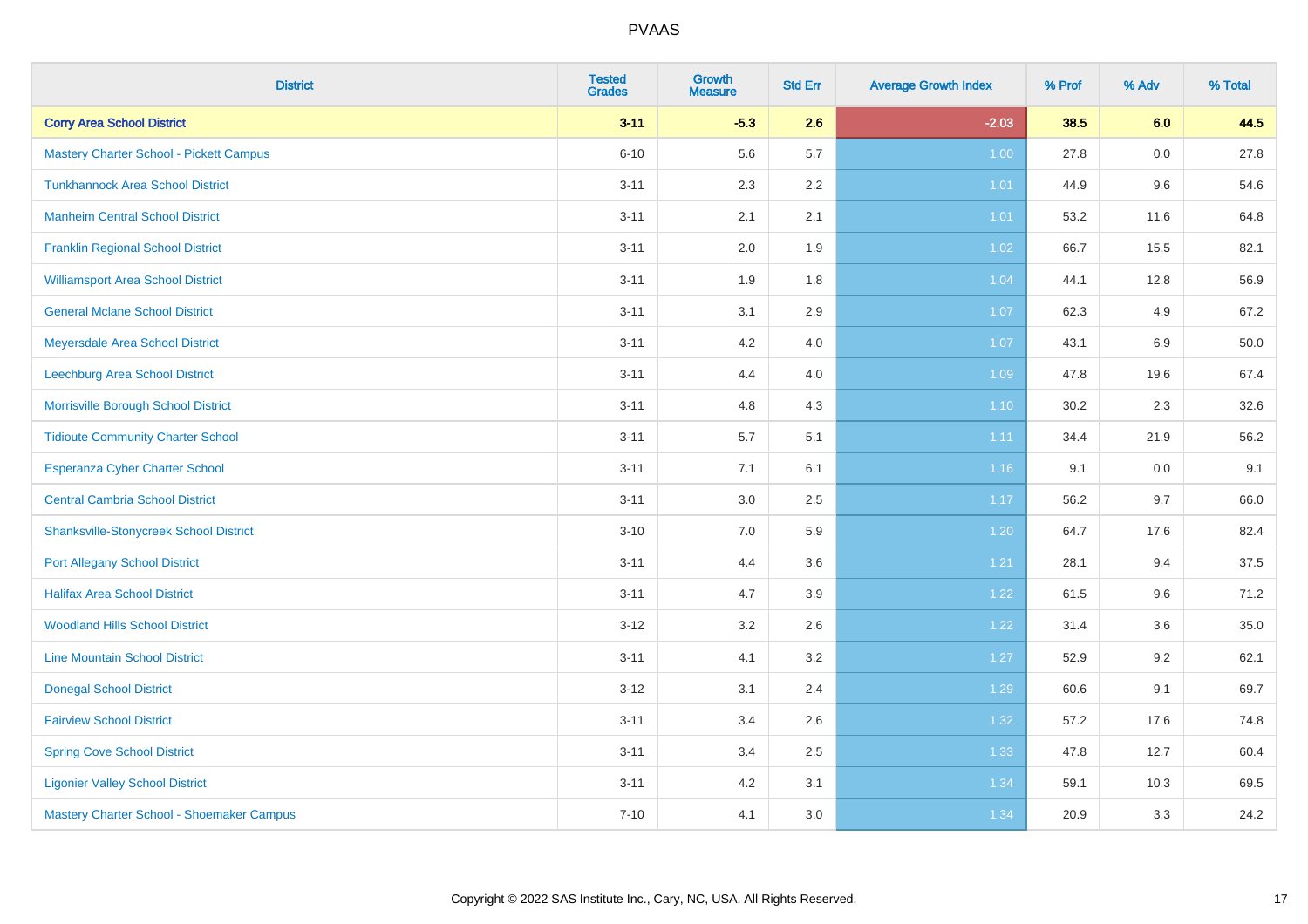# PVAAS

| District | Tested Grades | Growth Measure | Std Err | Average Growth Index | % Prof | % Adv | % Total |
|---|---|---|---|---|---|---|---|
| **Corry Area School District** | **3-11** | **-5.3** | **2.6** | **-2.03** | **38.5** | **6.0** | **44.5** |
| Mastery Charter School - Pickett Campus | 6-10 | 5.6 | 5.7 | 1.00 | 27.8 | 0.0 | 27.8 |
| Tunkhannock Area School District | 3-11 | 2.3 | 2.2 | 1.01 | 44.9 | 9.6 | 54.6 |
| Manheim Central School District | 3-11 | 2.1 | 2.1 | 1.01 | 53.2 | 11.6 | 64.8 |
| Franklin Regional School District | 3-11 | 2.0 | 1.9 | 1.02 | 66.7 | 15.5 | 82.1 |
| Williamsport Area School District | 3-11 | 1.9 | 1.8 | 1.04 | 44.1 | 12.8 | 56.9 |
| General Mclane School District | 3-11 | 3.1 | 2.9 | 1.07 | 62.3 | 4.9 | 67.2 |
| Meyersdale Area School District | 3-11 | 4.2 | 4.0 | 1.07 | 43.1 | 6.9 | 50.0 |
| Leechburg Area School District | 3-11 | 4.4 | 4.0 | 1.09 | 47.8 | 19.6 | 67.4 |
| Morrisville Borough School District | 3-11 | 4.8 | 4.3 | 1.10 | 30.2 | 2.3 | 32.6 |
| Tidioute Community Charter School | 3-11 | 5.7 | 5.1 | 1.11 | 34.4 | 21.9 | 56.2 |
| Esperanza Cyber Charter School | 3-11 | 7.1 | 6.1 | 1.16 | 9.1 | 0.0 | 9.1 |
| Central Cambria School District | 3-11 | 3.0 | 2.5 | 1.17 | 56.2 | 9.7 | 66.0 |
| Shanksville-Stonycreek School District | 3-10 | 7.0 | 5.9 | 1.20 | 64.7 | 17.6 | 82.4 |
| Port Allegany School District | 3-11 | 4.4 | 3.6 | 1.21 | 28.1 | 9.4 | 37.5 |
| Halifax Area School District | 3-11 | 4.7 | 3.9 | 1.22 | 61.5 | 9.6 | 71.2 |
| Woodland Hills School District | 3-12 | 3.2 | 2.6 | 1.22 | 31.4 | 3.6 | 35.0 |
| Line Mountain School District | 3-11 | 4.1 | 3.2 | 1.27 | 52.9 | 9.2 | 62.1 |
| Donegal School District | 3-12 | 3.1 | 2.4 | 1.29 | 60.6 | 9.1 | 69.7 |
| Fairview School District | 3-11 | 3.4 | 2.6 | 1.32 | 57.2 | 17.6 | 74.8 |
| Spring Cove School District | 3-11 | 3.4 | 2.5 | 1.33 | 47.8 | 12.7 | 60.4 |
| Ligonier Valley School District | 3-11 | 4.2 | 3.1 | 1.34 | 59.1 | 10.3 | 69.5 |
| Mastery Charter School - Shoemaker Campus | 7-10 | 4.1 | 3.0 | 1.34 | 20.9 | 3.3 | 24.2 |

Copyright © 2022 SAS Institute Inc., Cary, NC, USA. All Rights Reserved.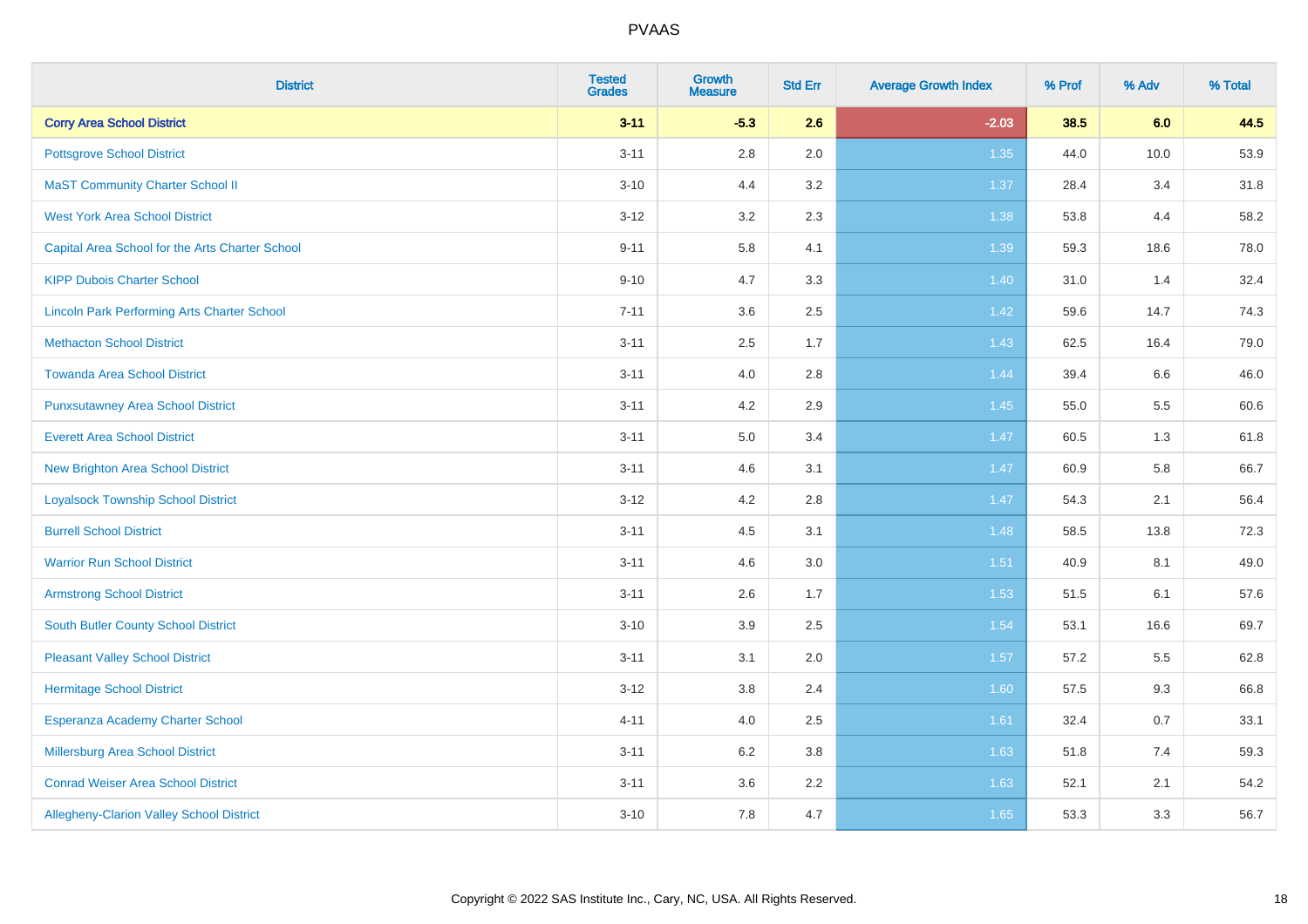# PVAAS

| District | Tested Grades | Growth Measure | Std Err | Average Growth Index | % Prof | % Adv | % Total |
|---|---|---|---|---|---|---|---|
| **Corry Area School District** | **3-11** | **-5.3** | **2.6** | **-2.03** | **38.5** | **6.0** | **44.5** |
| Pottsgrove School District | 3-11 | 2.8 | 2.0 | 1.35 | 44.0 | 10.0 | 53.9 |
| MaST Community Charter School II | 3-10 | 4.4 | 3.2 | 1.37 | 28.4 | 3.4 | 31.8 |
| West York Area School District | 3-12 | 3.2 | 2.3 | 1.38 | 53.8 | 4.4 | 58.2 |
| Capital Area School for the Arts Charter School | 9-11 | 5.8 | 4.1 | 1.39 | 59.3 | 18.6 | 78.0 |
| KIPP Dubois Charter School | 9-10 | 4.7 | 3.3 | 1.40 | 31.0 | 1.4 | 32.4 |
| Lincoln Park Performing Arts Charter School | 7-11 | 3.6 | 2.5 | 1.42 | 59.6 | 14.7 | 74.3 |
| Methacton School District | 3-11 | 2.5 | 1.7 | 1.43 | 62.5 | 16.4 | 79.0 |
| Towanda Area School District | 3-11 | 4.0 | 2.8 | 1.44 | 39.4 | 6.6 | 46.0 |
| Punxsutawney Area School District | 3-11 | 4.2 | 2.9 | 1.45 | 55.0 | 5.5 | 60.6 |
| Everett Area School District | 3-11 | 5.0 | 3.4 | 1.47 | 60.5 | 1.3 | 61.8 |
| New Brighton Area School District | 3-11 | 4.6 | 3.1 | 1.47 | 60.9 | 5.8 | 66.7 |
| Loyalsock Township School District | 3-12 | 4.2 | 2.8 | 1.47 | 54.3 | 2.1 | 56.4 |
| Burrell School District | 3-11 | 4.5 | 3.1 | 1.48 | 58.5 | 13.8 | 72.3 |
| Warrior Run School District | 3-11 | 4.6 | 3.0 | 1.51 | 40.9 | 8.1 | 49.0 |
| Armstrong School District | 3-11 | 2.6 | 1.7 | 1.53 | 51.5 | 6.1 | 57.6 |
| South Butler County School District | 3-10 | 3.9 | 2.5 | 1.54 | 53.1 | 16.6 | 69.7 |
| Pleasant Valley School District | 3-11 | 3.1 | 2.0 | 1.57 | 57.2 | 5.5 | 62.8 |
| Hermitage School District | 3-12 | 3.8 | 2.4 | 1.60 | 57.5 | 9.3 | 66.8 |
| Esperanza Academy Charter School | 4-11 | 4.0 | 2.5 | 1.61 | 32.4 | 0.7 | 33.1 |
| Millersburg Area School District | 3-11 | 6.2 | 3.8 | 1.63 | 51.8 | 7.4 | 59.3 |
| Conrad Weiser Area School District | 3-11 | 3.6 | 2.2 | 1.63 | 52.1 | 2.1 | 54.2 |
| Allegheny-Clarion Valley School District | 3-10 | 7.8 | 4.7 | 1.65 | 53.3 | 3.3 | 56.7 |

Copyright © 2022 SAS Institute Inc., Cary, NC, USA. All Rights Reserved.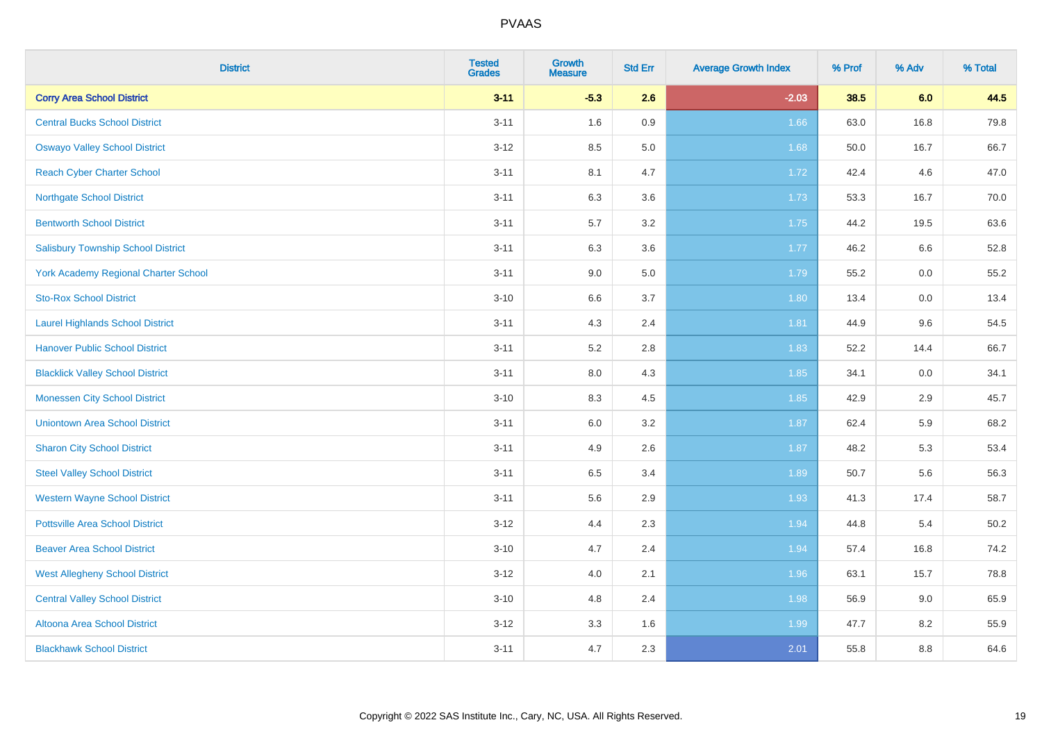| District | Tested Grades | Growth Measure | Std Err | Average Growth Index | % Prof | % Adv | % Total |
|---|---|---|---|---|---|---|---|
| **Corry Area School District** | **3-11** | **-5.3** | **2.6** | **-2.03** | **38.5** | **6.0** | **44.5** |
| Central Bucks School District | 3-11 | 1.6 | 0.9 | 1.66 | 63.0 | 16.8 | 79.8 |
| Oswayo Valley School District | 3-12 | 8.5 | 5.0 | 1.68 | 50.0 | 16.7 | 66.7 |
| Reach Cyber Charter School | 3-11 | 8.1 | 4.7 | 1.72 | 42.4 | 4.6 | 47.0 |
| Northgate School District | 3-11 | 6.3 | 3.6 | 1.73 | 53.3 | 16.7 | 70.0 |
| Bentworth School District | 3-11 | 5.7 | 3.2 | 1.75 | 44.2 | 19.5 | 63.6 |
| Salisbury Township School District | 3-11 | 6.3 | 3.6 | 1.77 | 46.2 | 6.6 | 52.8 |
| York Academy Regional Charter School | 3-11 | 9.0 | 5.0 | 1.79 | 55.2 | 0.0 | 55.2 |
| Sto-Rox School District | 3-10 | 6.6 | 3.7 | 1.80 | 13.4 | 0.0 | 13.4 |
| Laurel Highlands School District | 3-11 | 4.3 | 2.4 | 1.81 | 44.9 | 9.6 | 54.5 |
| Hanover Public School District | 3-11 | 5.2 | 2.8 | 1.83 | 52.2 | 14.4 | 66.7 |
| Blacklick Valley School District | 3-11 | 8.0 | 4.3 | 1.85 | 34.1 | 0.0 | 34.1 |
| Monessen City School District | 3-10 | 8.3 | 4.5 | 1.85 | 42.9 | 2.9 | 45.7 |
| Uniontown Area School District | 3-11 | 6.0 | 3.2 | 1.87 | 62.4 | 5.9 | 68.2 |
| Sharon City School District | 3-11 | 4.9 | 2.6 | 1.87 | 48.2 | 5.3 | 53.4 |
| Steel Valley School District | 3-11 | 6.5 | 3.4 | 1.89 | 50.7 | 5.6 | 56.3 |
| Western Wayne School District | 3-11 | 5.6 | 2.9 | 1.93 | 41.3 | 17.4 | 58.7 |
| Pottsville Area School District | 3-12 | 4.4 | 2.3 | 1.94 | 44.8 | 5.4 | 50.2 |
| Beaver Area School District | 3-10 | 4.7 | 2.4 | 1.94 | 57.4 | 16.8 | 74.2 |
| West Allegheny School District | 3-12 | 4.0 | 2.1 | 1.96 | 63.1 | 15.7 | 78.8 |
| Central Valley School District | 3-10 | 4.8 | 2.4 | 1.98 | 56.9 | 9.0 | 65.9 |
| Altoona Area School District | 3-12 | 3.3 | 1.6 | 1.99 | 47.7 | 8.2 | 55.9 |
| Blackhawk School District | 3-11 | 4.7 | 2.3 | 2.01 | 55.8 | 8.8 | 64.6 |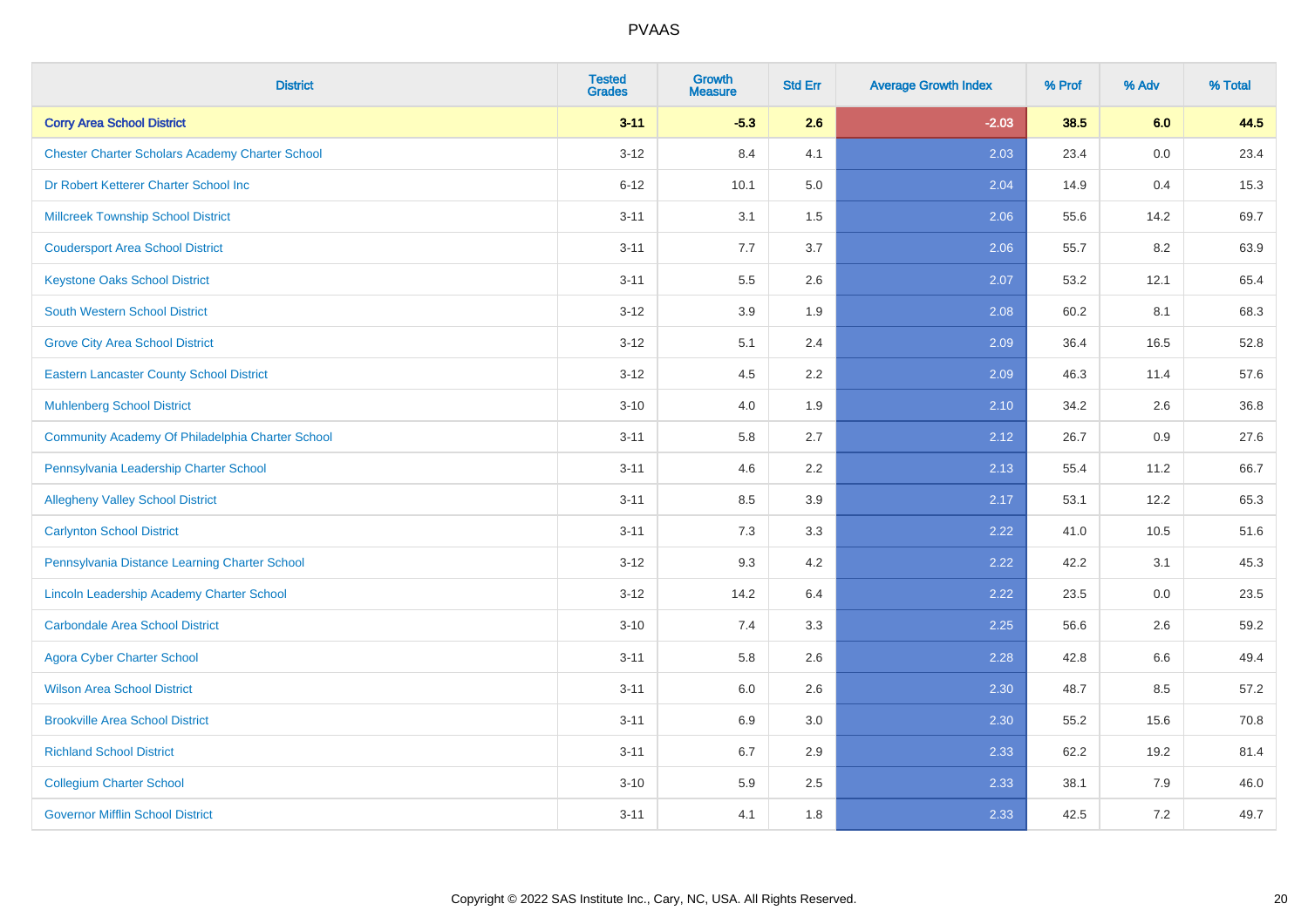| District | Tested Grades | Growth Measure | Std Err | Average Growth Index | % Prof | % Adv | % Total |
|---|---|---|---|---|---|---|---|
| **Corry Area School District** | **3-11** | **-5.3** | **2.6** | **-2.03** | **38.5** | **6.0** | **44.5** |
| Chester Charter Scholars Academy Charter School | 3-12 | 8.4 | 4.1 | 2.03 | 23.4 | 0.0 | 23.4 |
| Dr Robert Ketterer Charter School Inc | 6-12 | 10.1 | 5.0 | 2.04 | 14.9 | 0.4 | 15.3 |
| Millcreek Township School District | 3-11 | 3.1 | 1.5 | 2.06 | 55.6 | 14.2 | 69.7 |
| Coudersport Area School District | 3-11 | 7.7 | 3.7 | 2.06 | 55.7 | 8.2 | 63.9 |
| Keystone Oaks School District | 3-11 | 5.5 | 2.6 | 2.07 | 53.2 | 12.1 | 65.4 |
| South Western School District | 3-12 | 3.9 | 1.9 | 2.08 | 60.2 | 8.1 | 68.3 |
| Grove City Area School District | 3-12 | 5.1 | 2.4 | 2.09 | 36.4 | 16.5 | 52.8 |
| Eastern Lancaster County School District | 3-12 | 4.5 | 2.2 | 2.09 | 46.3 | 11.4 | 57.6 |
| Muhlenberg School District | 3-10 | 4.0 | 1.9 | 2.10 | 34.2 | 2.6 | 36.8 |
| Community Academy Of Philadelphia Charter School | 3-11 | 5.8 | 2.7 | 2.12 | 26.7 | 0.9 | 27.6 |
| Pennsylvania Leadership Charter School | 3-11 | 4.6 | 2.2 | 2.13 | 55.4 | 11.2 | 66.7 |
| Allegheny Valley School District | 3-11 | 8.5 | 3.9 | 2.17 | 53.1 | 12.2 | 65.3 |
| Carlynton School District | 3-11 | 7.3 | 3.3 | 2.22 | 41.0 | 10.5 | 51.6 |
| Pennsylvania Distance Learning Charter School | 3-12 | 9.3 | 4.2 | 2.22 | 42.2 | 3.1 | 45.3 |
| Lincoln Leadership Academy Charter School | 3-12 | 14.2 | 6.4 | 2.22 | 23.5 | 0.0 | 23.5 |
| Carbondale Area School District | 3-10 | 7.4 | 3.3 | 2.25 | 56.6 | 2.6 | 59.2 |
| Agora Cyber Charter School | 3-11 | 5.8 | 2.6 | 2.28 | 42.8 | 6.6 | 49.4 |
| Wilson Area School District | 3-11 | 6.0 | 2.6 | 2.30 | 48.7 | 8.5 | 57.2 |
| Brookville Area School District | 3-11 | 6.9 | 3.0 | 2.30 | 55.2 | 15.6 | 70.8 |
| Richland School District | 3-11 | 6.7 | 2.9 | 2.33 | 62.2 | 19.2 | 81.4 |
| Collegium Charter School | 3-10 | 5.9 | 2.5 | 2.33 | 38.1 | 7.9 | 46.0 |
| Governor Mifflin School District | 3-11 | 4.1 | 1.8 | 2.33 | 42.5 | 7.2 | 49.7 |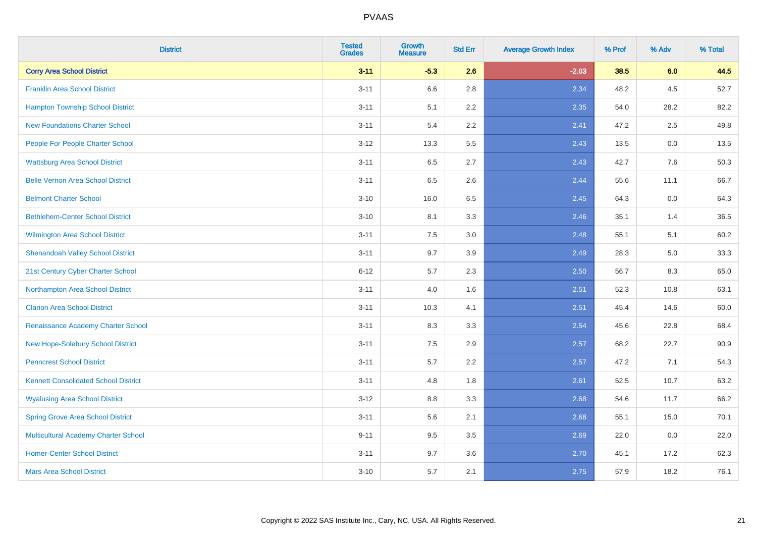| District | Tested Grades | Growth Measure | Std Err | Average Growth Index | % Prof | % Adv | % Total |
|---|---|---|---|---|---|---|---|
| **Corry Area School District** | **3-11** | **-5.3** | **2.6** | **-2.03** | **38.5** | **6.0** | **44.5** |
| Franklin Area School District | 3-11 | 6.6 | 2.8 | 2.34 | 48.2 | 4.5 | 52.7 |
| Hampton Township School District | 3-11 | 5.1 | 2.2 | 2.35 | 54.0 | 28.2 | 82.2 |
| New Foundations Charter School | 3-11 | 5.4 | 2.2 | 2.41 | 47.2 | 2.5 | 49.8 |
| People For People Charter School | 3-12 | 13.3 | 5.5 | 2.43 | 13.5 | 0.0 | 13.5 |
| Wattsburg Area School District | 3-11 | 6.5 | 2.7 | 2.43 | 42.7 | 7.6 | 50.3 |
| Belle Vernon Area School District | 3-11 | 6.5 | 2.6 | 2.44 | 55.6 | 11.1 | 66.7 |
| Belmont Charter School | 3-10 | 16.0 | 6.5 | 2.45 | 64.3 | 0.0 | 64.3 |
| Bethlehem-Center School District | 3-10 | 8.1 | 3.3 | 2.46 | 35.1 | 1.4 | 36.5 |
| Wilmington Area School District | 3-11 | 7.5 | 3.0 | 2.48 | 55.1 | 5.1 | 60.2 |
| Shenandoah Valley School District | 3-11 | 9.7 | 3.9 | 2.49 | 28.3 | 5.0 | 33.3 |
| 21st Century Cyber Charter School | 6-12 | 5.7 | 2.3 | 2.50 | 56.7 | 8.3 | 65.0 |
| Northampton Area School District | 3-11 | 4.0 | 1.6 | 2.51 | 52.3 | 10.8 | 63.1 |
| Clarion Area School District | 3-11 | 10.3 | 4.1 | 2.51 | 45.4 | 14.6 | 60.0 |
| Renaissance Academy Charter School | 3-11 | 8.3 | 3.3 | 2.54 | 45.6 | 22.8 | 68.4 |
| New Hope-Solebury School District | 3-11 | 7.5 | 2.9 | 2.57 | 68.2 | 22.7 | 90.9 |
| Penncrest School District | 3-11 | 5.7 | 2.2 | 2.57 | 47.2 | 7.1 | 54.3 |
| Kennett Consolidated School District | 3-11 | 4.8 | 1.8 | 2.61 | 52.5 | 10.7 | 63.2 |
| Wyalusing Area School District | 3-12 | 8.8 | 3.3 | 2.68 | 54.6 | 11.7 | 66.2 |
| Spring Grove Area School District | 3-11 | 5.6 | 2.1 | 2.68 | 55.1 | 15.0 | 70.1 |
| Multicultural Academy Charter School | 9-11 | 9.5 | 3.5 | 2.69 | 22.0 | 0.0 | 22.0 |
| Homer-Center School District | 3-11 | 9.7 | 3.6 | 2.70 | 45.1 | 17.2 | 62.3 |
| Mars Area School District | 3-10 | 5.7 | 2.1 | 2.75 | 57.9 | 18.2 | 76.1 |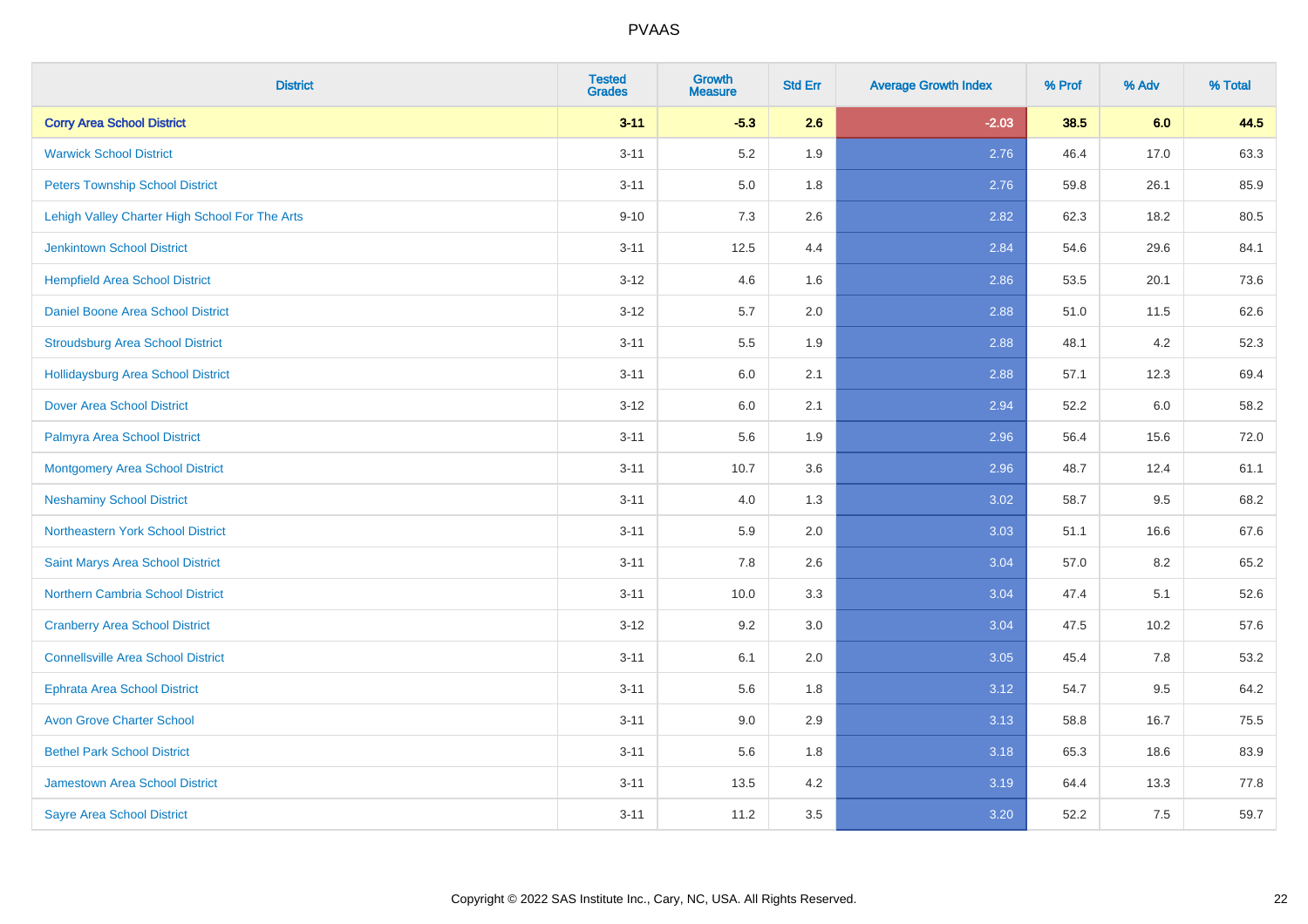# PVAAS

| District | Tested Grades | Growth Measure | Std Err | Average Growth Index | % Prof | % Adv | % Total |
|---|---|---|---|---|---|---|---|
| **Corry Area School District** | **3-11** | **-5.3** | **2.6** | **-2.03** | **38.5** | **6.0** | **44.5** |
| Warwick School District | 3-11 | 5.2 | 1.9 | 2.76 | 46.4 | 17.0 | 63.3 |
| Peters Township School District | 3-11 | 5.0 | 1.8 | 2.76 | 59.8 | 26.1 | 85.9 |
| Lehigh Valley Charter High School For The Arts | 9-10 | 7.3 | 2.6 | 2.82 | 62.3 | 18.2 | 80.5 |
| Jenkintown School District | 3-11 | 12.5 | 4.4 | 2.84 | 54.6 | 29.6 | 84.1 |
| Hempfield Area School District | 3-12 | 4.6 | 1.6 | 2.86 | 53.5 | 20.1 | 73.6 |
| Daniel Boone Area School District | 3-12 | 5.7 | 2.0 | 2.88 | 51.0 | 11.5 | 62.6 |
| Stroudsburg Area School District | 3-11 | 5.5 | 1.9 | 2.88 | 48.1 | 4.2 | 52.3 |
| Hollidaysburg Area School District | 3-11 | 6.0 | 2.1 | 2.88 | 57.1 | 12.3 | 69.4 |
| Dover Area School District | 3-12 | 6.0 | 2.1 | 2.94 | 52.2 | 6.0 | 58.2 |
| Palmyra Area School District | 3-11 | 5.6 | 1.9 | 2.96 | 56.4 | 15.6 | 72.0 |
| Montgomery Area School District | 3-11 | 10.7 | 3.6 | 2.96 | 48.7 | 12.4 | 61.1 |
| Neshaminy School District | 3-11 | 4.0 | 1.3 | 3.02 | 58.7 | 9.5 | 68.2 |
| Northeastern York School District | 3-11 | 5.9 | 2.0 | 3.03 | 51.1 | 16.6 | 67.6 |
| Saint Marys Area School District | 3-11 | 7.8 | 2.6 | 3.04 | 57.0 | 8.2 | 65.2 |
| Northern Cambria School District | 3-11 | 10.0 | 3.3 | 3.04 | 47.4 | 5.1 | 52.6 |
| Cranberry Area School District | 3-12 | 9.2 | 3.0 | 3.04 | 47.5 | 10.2 | 57.6 |
| Connellsville Area School District | 3-11 | 6.1 | 2.0 | 3.05 | 45.4 | 7.8 | 53.2 |
| Ephrata Area School District | 3-11 | 5.6 | 1.8 | 3.12 | 54.7 | 9.5 | 64.2 |
| Avon Grove Charter School | 3-11 | 9.0 | 2.9 | 3.13 | 58.8 | 16.7 | 75.5 |
| Bethel Park School District | 3-11 | 5.6 | 1.8 | 3.18 | 65.3 | 18.6 | 83.9 |
| Jamestown Area School District | 3-11 | 13.5 | 4.2 | 3.19 | 64.4 | 13.3 | 77.8 |
| Sayre Area School District | 3-11 | 11.2 | 3.5 | 3.20 | 52.2 | 7.5 | 59.7 |

Copyright © 2022 SAS Institute Inc., Cary, NC, USA. All Rights Reserved.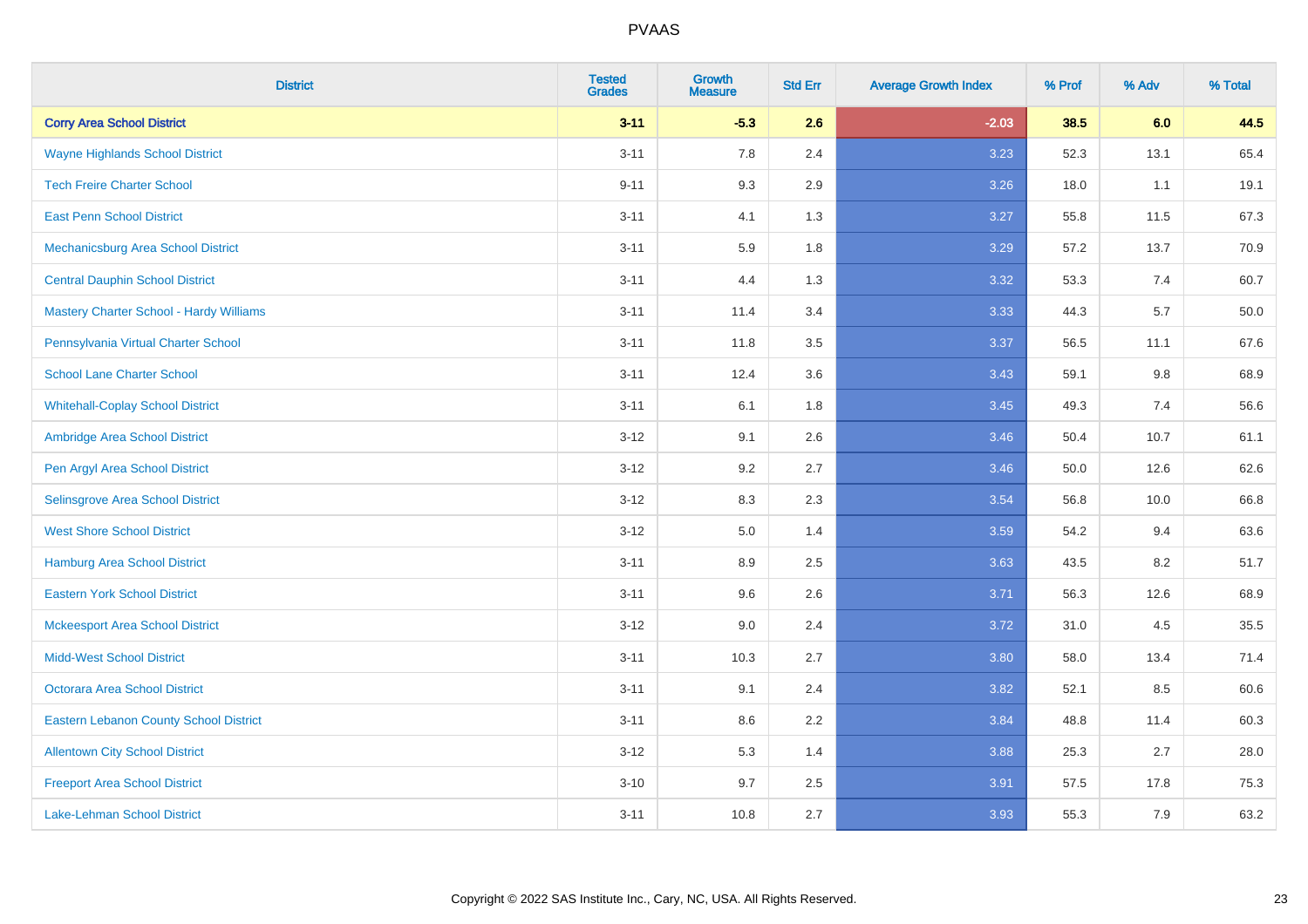| District | Tested Grades | Growth Measure | Std Err | Average Growth Index | % Prof | % Adv | % Total |
|---|---|---|---|---|---|---|---|
| **Corry Area School District** | **3-11** | **-5.3** | **2.6** | **-2.03** | **38.5** | **6.0** | **44.5** |
| Wayne Highlands School District | 3-11 | 7.8 | 2.4 | 3.23 | 52.3 | 13.1 | 65.4 |
| Tech Freire Charter School | 9-11 | 9.3 | 2.9 | 3.26 | 18.0 | 1.1 | 19.1 |
| East Penn School District | 3-11 | 4.1 | 1.3 | 3.27 | 55.8 | 11.5 | 67.3 |
| Mechanicsburg Area School District | 3-11 | 5.9 | 1.8 | 3.29 | 57.2 | 13.7 | 70.9 |
| Central Dauphin School District | 3-11 | 4.4 | 1.3 | 3.32 | 53.3 | 7.4 | 60.7 |
| Mastery Charter School - Hardy Williams | 3-11 | 11.4 | 3.4 | 3.33 | 44.3 | 5.7 | 50.0 |
| Pennsylvania Virtual Charter School | 3-11 | 11.8 | 3.5 | 3.37 | 56.5 | 11.1 | 67.6 |
| School Lane Charter School | 3-11 | 12.4 | 3.6 | 3.43 | 59.1 | 9.8 | 68.9 |
| Whitehall-Coplay School District | 3-11 | 6.1 | 1.8 | 3.45 | 49.3 | 7.4 | 56.6 |
| Ambridge Area School District | 3-12 | 9.1 | 2.6 | 3.46 | 50.4 | 10.7 | 61.1 |
| Pen Argyl Area School District | 3-12 | 9.2 | 2.7 | 3.46 | 50.0 | 12.6 | 62.6 |
| Selinsgrove Area School District | 3-12 | 8.3 | 2.3 | 3.54 | 56.8 | 10.0 | 66.8 |
| West Shore School District | 3-12 | 5.0 | 1.4 | 3.59 | 54.2 | 9.4 | 63.6 |
| Hamburg Area School District | 3-11 | 8.9 | 2.5 | 3.63 | 43.5 | 8.2 | 51.7 |
| Eastern York School District | 3-11 | 9.6 | 2.6 | 3.71 | 56.3 | 12.6 | 68.9 |
| Mckeesport Area School District | 3-12 | 9.0 | 2.4 | 3.72 | 31.0 | 4.5 | 35.5 |
| Midd-West School District | 3-11 | 10.3 | 2.7 | 3.80 | 58.0 | 13.4 | 71.4 |
| Octorara Area School District | 3-11 | 9.1 | 2.4 | 3.82 | 52.1 | 8.5 | 60.6 |
| Eastern Lebanon County School District | 3-11 | 8.6 | 2.2 | 3.84 | 48.8 | 11.4 | 60.3 |
| Allentown City School District | 3-12 | 5.3 | 1.4 | 3.88 | 25.3 | 2.7 | 28.0 |
| Freeport Area School District | 3-10 | 9.7 | 2.5 | 3.91 | 57.5 | 17.8 | 75.3 |
| Lake-Lehman School District | 3-11 | 10.8 | 2.7 | 3.93 | 55.3 | 7.9 | 63.2 |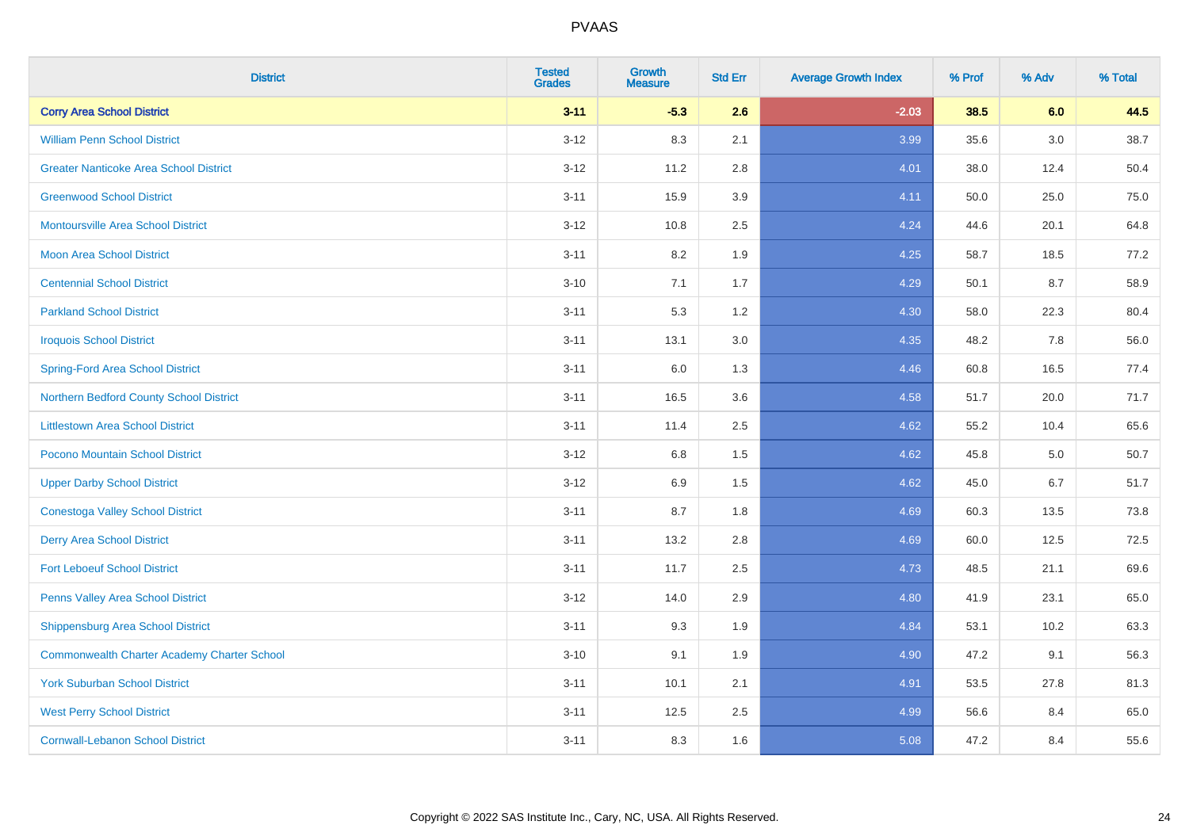# PVAAS

| District | Tested Grades | Growth Measure | Std Err | Average Growth Index | % Prof | % Adv | % Total |
|---|---|---|---|---|---|---|---|
| **Corry Area School District** | **3-11** | **-5.3** | **2.6** | **-2.03** | **38.5** | **6.0** | **44.5** |
| William Penn School District | 3-12 | 8.3 | 2.1 | 3.99 | 35.6 | 3.0 | 38.7 |
| Greater Nanticoke Area School District | 3-12 | 11.2 | 2.8 | 4.01 | 38.0 | 12.4 | 50.4 |
| Greenwood School District | 3-11 | 15.9 | 3.9 | 4.11 | 50.0 | 25.0 | 75.0 |
| Montoursville Area School District | 3-12 | 10.8 | 2.5 | 4.24 | 44.6 | 20.1 | 64.8 |
| Moon Area School District | 3-11 | 8.2 | 1.9 | 4.25 | 58.7 | 18.5 | 77.2 |
| Centennial School District | 3-10 | 7.1 | 1.7 | 4.29 | 50.1 | 8.7 | 58.9 |
| Parkland School District | 3-11 | 5.3 | 1.2 | 4.30 | 58.0 | 22.3 | 80.4 |
| Iroquois School District | 3-11 | 13.1 | 3.0 | 4.35 | 48.2 | 7.8 | 56.0 |
| Spring-Ford Area School District | 3-11 | 6.0 | 1.3 | 4.46 | 60.8 | 16.5 | 77.4 |
| Northern Bedford County School District | 3-11 | 16.5 | 3.6 | 4.58 | 51.7 | 20.0 | 71.7 |
| Littlestown Area School District | 3-11 | 11.4 | 2.5 | 4.62 | 55.2 | 10.4 | 65.6 |
| Pocono Mountain School District | 3-12 | 6.8 | 1.5 | 4.62 | 45.8 | 5.0 | 50.7 |
| Upper Darby School District | 3-12 | 6.9 | 1.5 | 4.62 | 45.0 | 6.7 | 51.7 |
| Conestoga Valley School District | 3-11 | 8.7 | 1.8 | 4.69 | 60.3 | 13.5 | 73.8 |
| Derry Area School District | 3-11 | 13.2 | 2.8 | 4.69 | 60.0 | 12.5 | 72.5 |
| Fort Leboeuf School District | 3-11 | 11.7 | 2.5 | 4.73 | 48.5 | 21.1 | 69.6 |
| Penns Valley Area School District | 3-12 | 14.0 | 2.9 | 4.80 | 41.9 | 23.1 | 65.0 |
| Shippensburg Area School District | 3-11 | 9.3 | 1.9 | 4.84 | 53.1 | 10.2 | 63.3 |
| Commonwealth Charter Academy Charter School | 3-10 | 9.1 | 1.9 | 4.90 | 47.2 | 9.1 | 56.3 |
| York Suburban School District | 3-11 | 10.1 | 2.1 | 4.91 | 53.5 | 27.8 | 81.3 |
| West Perry School District | 3-11 | 12.5 | 2.5 | 4.99 | 56.6 | 8.4 | 65.0 |
| Cornwall-Lebanon School District | 3-11 | 8.3 | 1.6 | 5.08 | 47.2 | 8.4 | 55.6 |

Copyright © 2022 SAS Institute Inc., Cary, NC, USA. All Rights Reserved.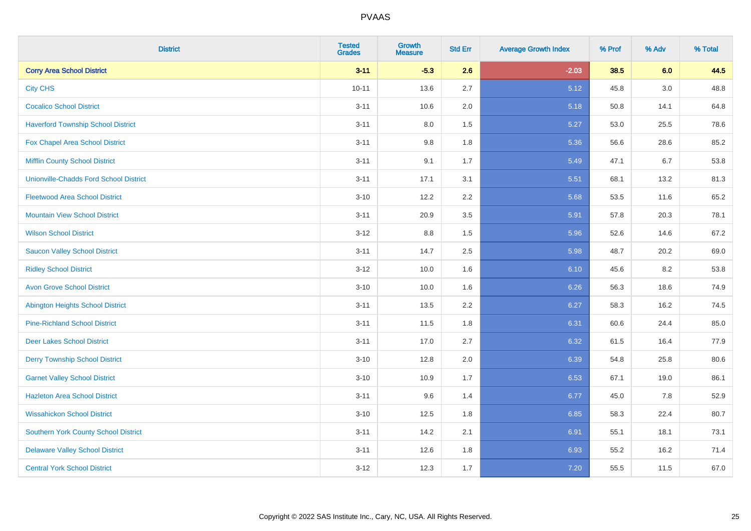# PVAAS

| District | Tested Grades | Growth Measure | Std Err | Average Growth Index | % Prof | % Adv | % Total |
|---|---|---|---|---|---|---|---|
| **Corry Area School District** | **3-11** | **-5.3** | **2.6** | **-2.03** | **38.5** | **6.0** | **44.5** |
| City CHS | 10-11 | 13.6 | 2.7 | 5.12 | 45.8 | 3.0 | 48.8 |
| Cocalico School District | 3-11 | 10.6 | 2.0 | 5.18 | 50.8 | 14.1 | 64.8 |
| Haverford Township School District | 3-11 | 8.0 | 1.5 | 5.27 | 53.0 | 25.5 | 78.6 |
| Fox Chapel Area School District | 3-11 | 9.8 | 1.8 | 5.36 | 56.6 | 28.6 | 85.2 |
| Mifflin County School District | 3-11 | 9.1 | 1.7 | 5.49 | 47.1 | 6.7 | 53.8 |
| Unionville-Chadds Ford School District | 3-11 | 17.1 | 3.1 | 5.51 | 68.1 | 13.2 | 81.3 |
| Fleetwood Area School District | 3-10 | 12.2 | 2.2 | 5.68 | 53.5 | 11.6 | 65.2 |
| Mountain View School District | 3-11 | 20.9 | 3.5 | 5.91 | 57.8 | 20.3 | 78.1 |
| Wilson School District | 3-12 | 8.8 | 1.5 | 5.96 | 52.6 | 14.6 | 67.2 |
| Saucon Valley School District | 3-11 | 14.7 | 2.5 | 5.98 | 48.7 | 20.2 | 69.0 |
| Ridley School District | 3-12 | 10.0 | 1.6 | 6.10 | 45.6 | 8.2 | 53.8 |
| Avon Grove School District | 3-10 | 10.0 | 1.6 | 6.26 | 56.3 | 18.6 | 74.9 |
| Abington Heights School District | 3-11 | 13.5 | 2.2 | 6.27 | 58.3 | 16.2 | 74.5 |
| Pine-Richland School District | 3-11 | 11.5 | 1.8 | 6.31 | 60.6 | 24.4 | 85.0 |
| Deer Lakes School District | 3-11 | 17.0 | 2.7 | 6.32 | 61.5 | 16.4 | 77.9 |
| Derry Township School District | 3-10 | 12.8 | 2.0 | 6.39 | 54.8 | 25.8 | 80.6 |
| Garnet Valley School District | 3-10 | 10.9 | 1.7 | 6.53 | 67.1 | 19.0 | 86.1 |
| Hazleton Area School District | 3-11 | 9.6 | 1.4 | 6.77 | 45.0 | 7.8 | 52.9 |
| Wissahickon School District | 3-10 | 12.5 | 1.8 | 6.85 | 58.3 | 22.4 | 80.7 |
| Southern York County School District | 3-11 | 14.2 | 2.1 | 6.91 | 55.1 | 18.1 | 73.1 |
| Delaware Valley School District | 3-11 | 12.6 | 1.8 | 6.93 | 55.2 | 16.2 | 71.4 |
| Central York School District | 3-12 | 12.3 | 1.7 | 7.20 | 55.5 | 11.5 | 67.0 |

Copyright © 2022 SAS Institute Inc., Cary, NC, USA. All Rights Reserved.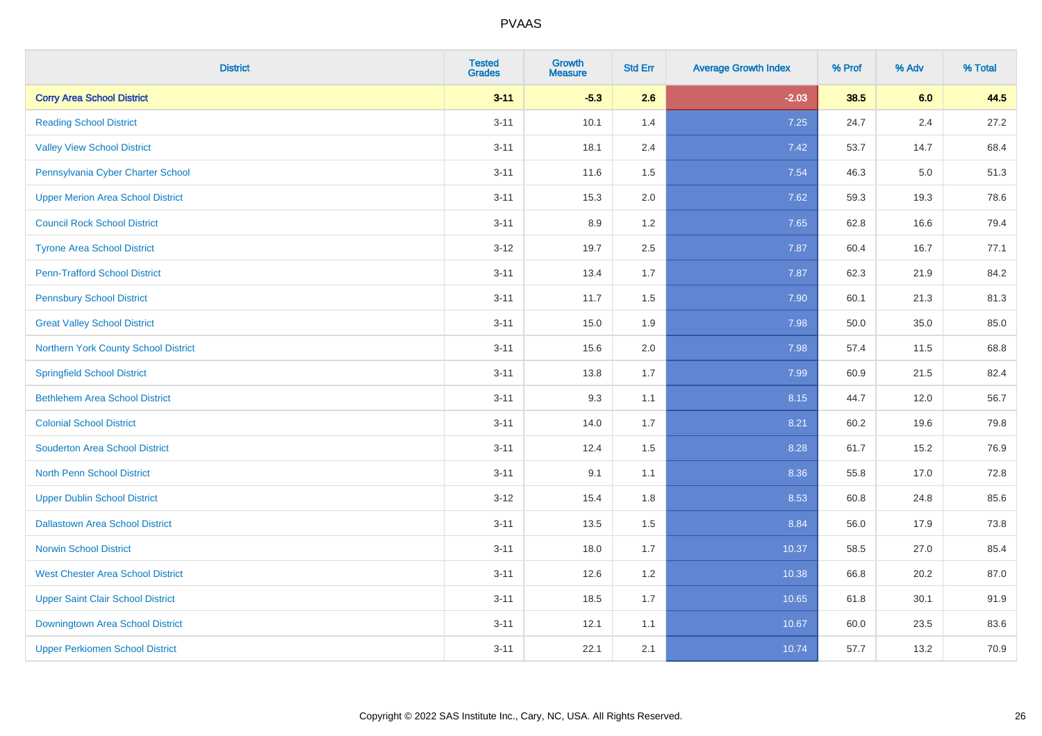# PVAAS

| District | Tested Grades | Growth Measure | Std Err | Average Growth Index | % Prof | % Adv | % Total |
|---|---|---|---|---|---|---|---|
| **Corry Area School District** | **3-11** | **-5.3** | **2.6** | **-2.03** | **38.5** | **6.0** | **44.5** |
| Reading School District | 3-11 | 10.1 | 1.4 | 7.25 | 24.7 | 2.4 | 27.2 |
| Valley View School District | 3-11 | 18.1 | 2.4 | 7.42 | 53.7 | 14.7 | 68.4 |
| Pennsylvania Cyber Charter School | 3-11 | 11.6 | 1.5 | 7.54 | 46.3 | 5.0 | 51.3 |
| Upper Merion Area School District | 3-11 | 15.3 | 2.0 | 7.62 | 59.3 | 19.3 | 78.6 |
| Council Rock School District | 3-11 | 8.9 | 1.2 | 7.65 | 62.8 | 16.6 | 79.4 |
| Tyrone Area School District | 3-12 | 19.7 | 2.5 | 7.87 | 60.4 | 16.7 | 77.1 |
| Penn-Trafford School District | 3-11 | 13.4 | 1.7 | 7.87 | 62.3 | 21.9 | 84.2 |
| Pennsbury School District | 3-11 | 11.7 | 1.5 | 7.90 | 60.1 | 21.3 | 81.3 |
| Great Valley School District | 3-11 | 15.0 | 1.9 | 7.98 | 50.0 | 35.0 | 85.0 |
| Northern York County School District | 3-11 | 15.6 | 2.0 | 7.98 | 57.4 | 11.5 | 68.8 |
| Springfield School District | 3-11 | 13.8 | 1.7 | 7.99 | 60.9 | 21.5 | 82.4 |
| Bethlehem Area School District | 3-11 | 9.3 | 1.1 | 8.15 | 44.7 | 12.0 | 56.7 |
| Colonial School District | 3-11 | 14.0 | 1.7 | 8.21 | 60.2 | 19.6 | 79.8 |
| Souderton Area School District | 3-11 | 12.4 | 1.5 | 8.28 | 61.7 | 15.2 | 76.9 |
| North Penn School District | 3-11 | 9.1 | 1.1 | 8.36 | 55.8 | 17.0 | 72.8 |
| Upper Dublin School District | 3-12 | 15.4 | 1.8 | 8.53 | 60.8 | 24.8 | 85.6 |
| Dallastown Area School District | 3-11 | 13.5 | 1.5 | 8.84 | 56.0 | 17.9 | 73.8 |
| Norwin School District | 3-11 | 18.0 | 1.7 | 10.37 | 58.5 | 27.0 | 85.4 |
| West Chester Area School District | 3-11 | 12.6 | 1.2 | 10.38 | 66.8 | 20.2 | 87.0 |
| Upper Saint Clair School District | 3-11 | 18.5 | 1.7 | 10.65 | 61.8 | 30.1 | 91.9 |
| Downingtown Area School District | 3-11 | 12.1 | 1.1 | 10.67 | 60.0 | 23.5 | 83.6 |
| Upper Perkiomen School District | 3-11 | 22.1 | 2.1 | 10.74 | 57.7 | 13.2 | 70.9 |

Copyright © 2022 SAS Institute Inc., Cary, NC, USA. All Rights Reserved.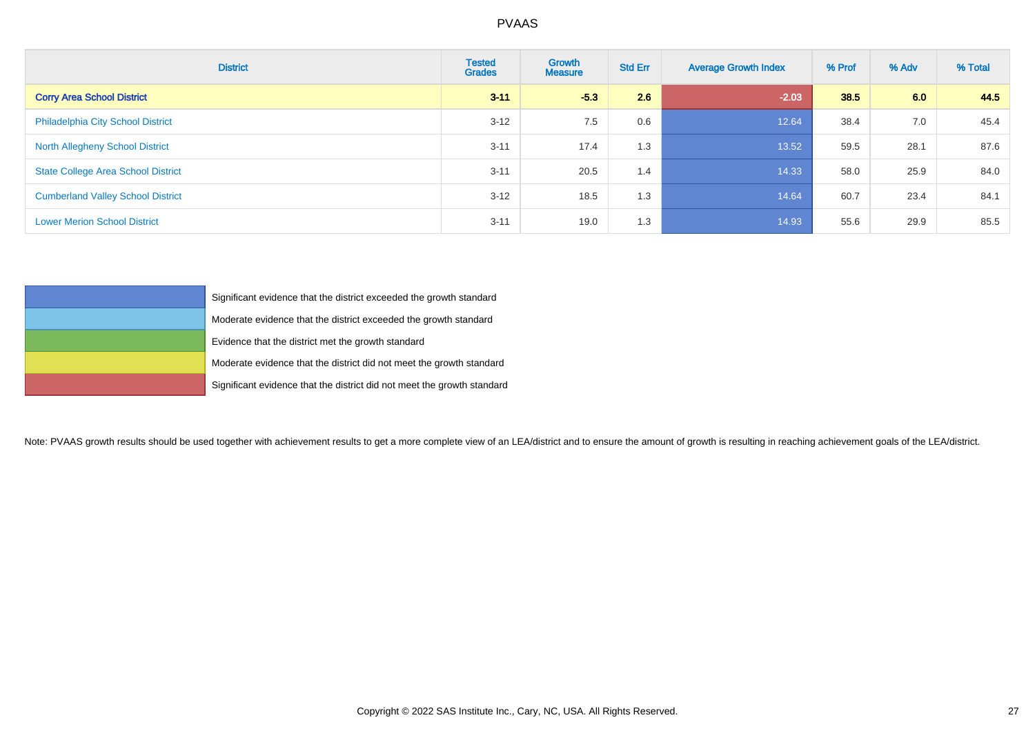# PVAAS

| District | Tested Grades | Growth Measure | Std Err | Average Growth Index | % Prof | % Adv | % Total |
|---|---|---|---|---|---|---|---|
| **Corry Area School District** | **3-11** | **-5.3** | **2.6** | **-2.03** | **38.5** | **6.0** | **44.5** |
| Philadelphia City School District | 3-12 | 7.5 | 0.6 | 12.64 | 38.4 | 7.0 | 45.4 |
| North Allegheny School District | 3-11 | 17.4 | 1.3 | 13.52 | 59.5 | 28.1 | 87.6 |
| State College Area School District | 3-11 | 20.5 | 1.4 | 14.33 | 58.0 | 25.9 | 84.0 |
| Cumberland Valley School District | 3-12 | 18.5 | 1.3 | 14.64 | 60.7 | 23.4 | 84.1 |
| Lower Merion School District | 3-11 | 19.0 | 1.3 | 14.93 | 55.6 | 29.9 | 85.5 |

Significant evidence that the district exceeded the growth standard

Moderate evidence that the district exceeded the growth standard

Evidence that the district met the growth standard

Moderate evidence that the district did not meet the growth standard

Significant evidence that the district did not meet the growth standard

Note: PVAAS growth results should be used together with achievement results to get a more complete view of an LEA/district and to ensure the amount of growth is resulting in reaching achievement goals of the LEA/district.

Copyright © 2022 SAS Institute Inc., Cary, NC, USA. All Rights Reserved.